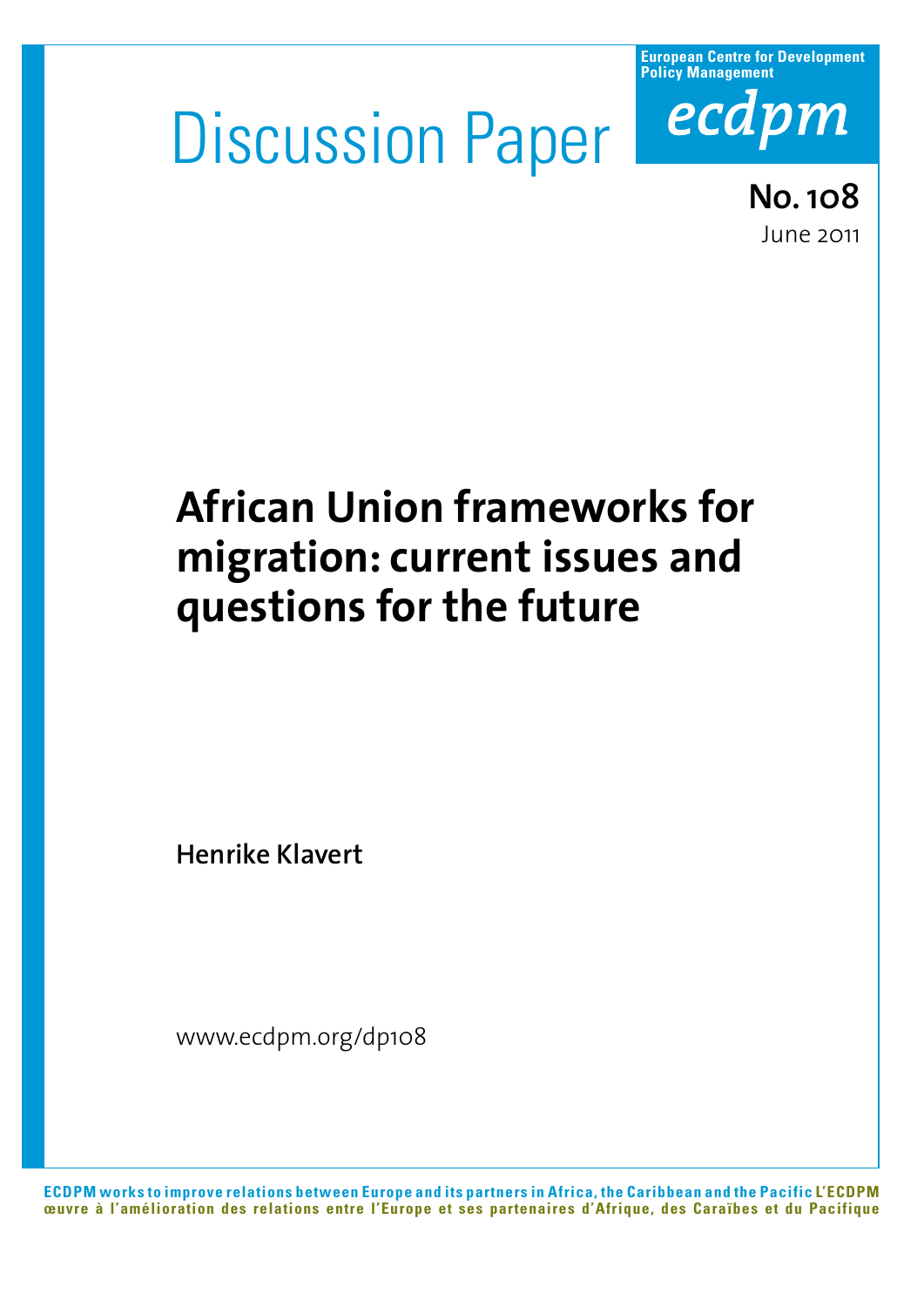Discussion Paper

European Centre for Development Policy Management

ecdpm

**No. 108**

June 2011

# African Union frameworks for migration: current issues and questions for the future

**Henrike Klavert**

www.ecdpm.org/dp108

**ECDPM works to improve relations between Europe and its partners in Africa, the Caribbean and the Pacific L'ECDPM œuvre à l'amélioration des relations entre l'Europe et ses partenaires d'Afrique, des Caraïbes et du Pacifique**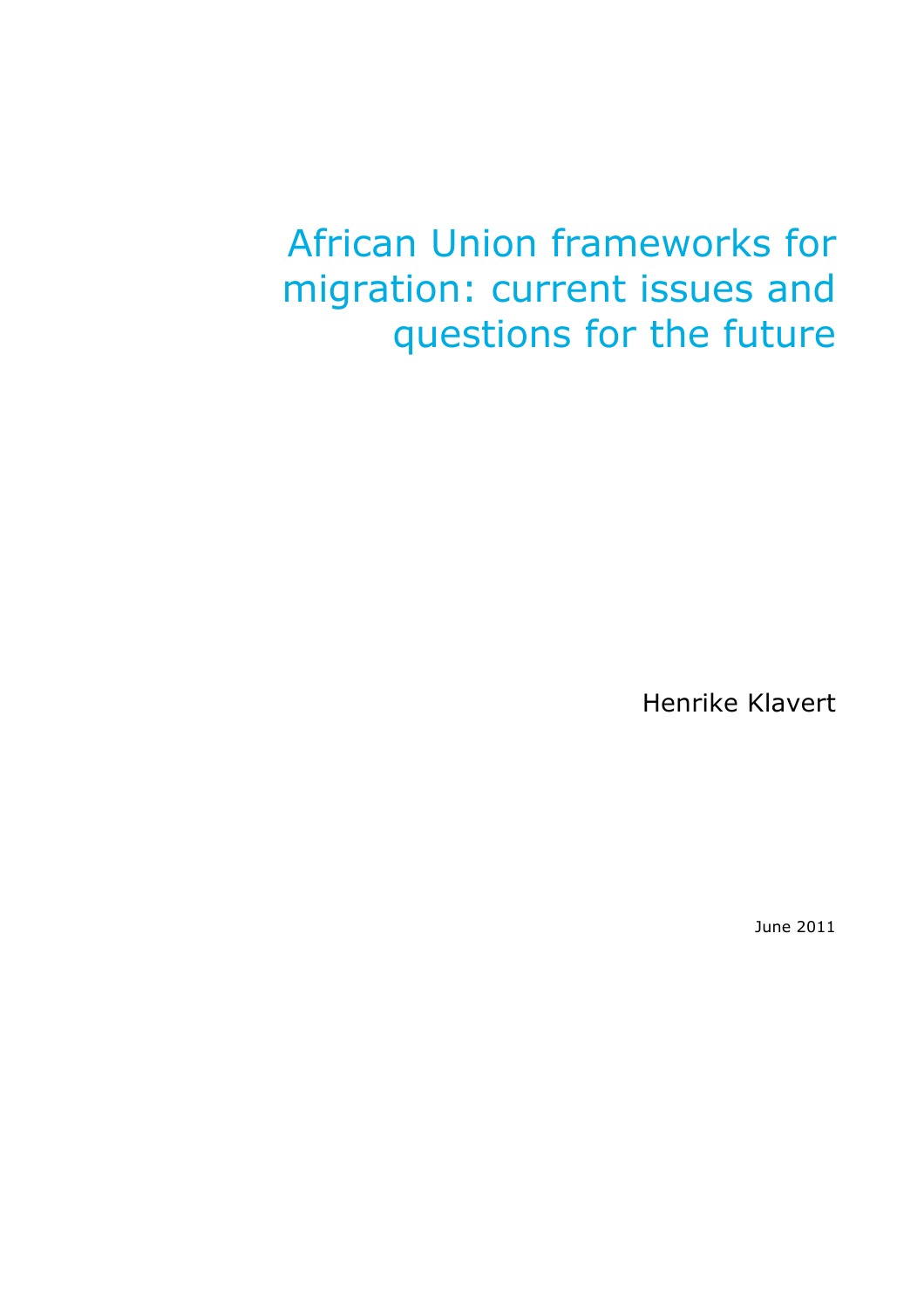# African Union frameworks for migration: current issues and questions for the future

Henrike Klavert

June 2011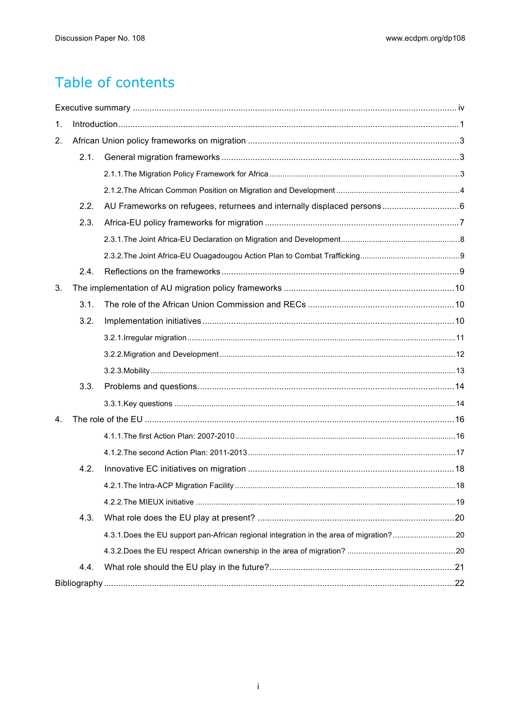# Table of contents

Executive summary ..... iv

1. Introduction ..... 1
2. African Union policy frameworks on migration ..... 3
   - 2.1. General migration frameworks ..... 3
     - 2.1.1. The Migration Policy Framework for Africa ..... 3
     - 2.1.2. The African Common Position on Migration and Development ..... 4
   - 2.2. AU Frameworks on refugees, returnees and internally displaced persons ..... 6
   - 2.3. Africa-EU policy frameworks for migration ..... 7
     - 2.3.1. The Joint Africa-EU Declaration on Migration and Development ..... 8
     - 2.3.2. The Joint Africa-EU Ouagadougou Action Plan to Combat Trafficking ..... 9
   - 2.4. Reflections on the frameworks ..... 9
3. The implementation of AU migration policy frameworks ..... 10
   - 3.1. The role of the African Union Commission and RECs ..... 10
   - 3.2. Implementation initiatives ..... 10
     - 3.2.1. Irregular migration ..... 11
     - 3.2.2. Migration and Development ..... 12
     - 3.2.3. Mobility ..... 13
   - 3.3. Problems and questions ..... 14
     - 3.3.1. Key questions ..... 14
4. The role of the EU ..... 16
   - 4.1.1. The first Action Plan: 2007-2010 ..... 16
   - 4.1.2. The second Action Plan: 2011-2013 ..... 17
   - 4.2. Innovative EC initiatives on migration ..... 18
     - 4.2.1. The Intra-ACP Migration Facility ..... 18
     - 4.2.2. The MIEUX initiative ..... 19
   - 4.3. What role does the EU play at present? ..... 20
     - 4.3.1. Does the EU support pan-African regional integration in the area of migration? ..... 20
     - 4.3.2. Does the EU respect African ownership in the area of migration? ..... 20
   - 4.4. What role should the EU play in the future? ..... 21

Bibliography ..... 22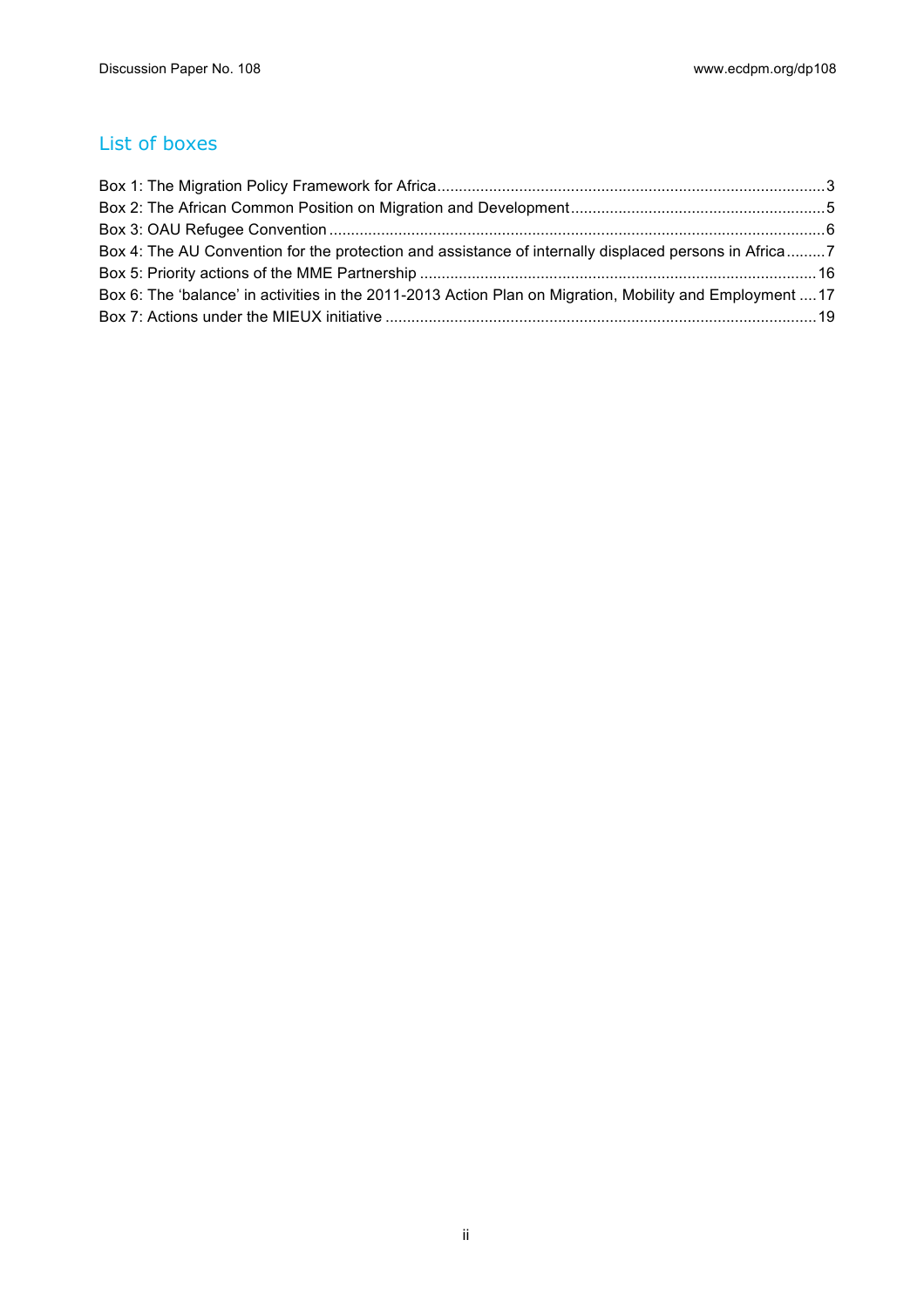## List of boxes

Box 1: The Migration Policy Framework for Africa ........................................................................................3
Box 2: The African Common Position on Migration and Development ..........................................................5
Box 3: OAU Refugee Convention ..................................................................................................................6
Box 4: The AU Convention for the protection and assistance of internally displaced persons in Africa .........7
Box 5: Priority actions of the MME Partnership ...........................................................................................16
Box 6: The 'balance' in activities in the 2011-2013 Action Plan on Migration, Mobility and Employment ....17
Box 7: Actions under the MIEUX initiative ...................................................................................................19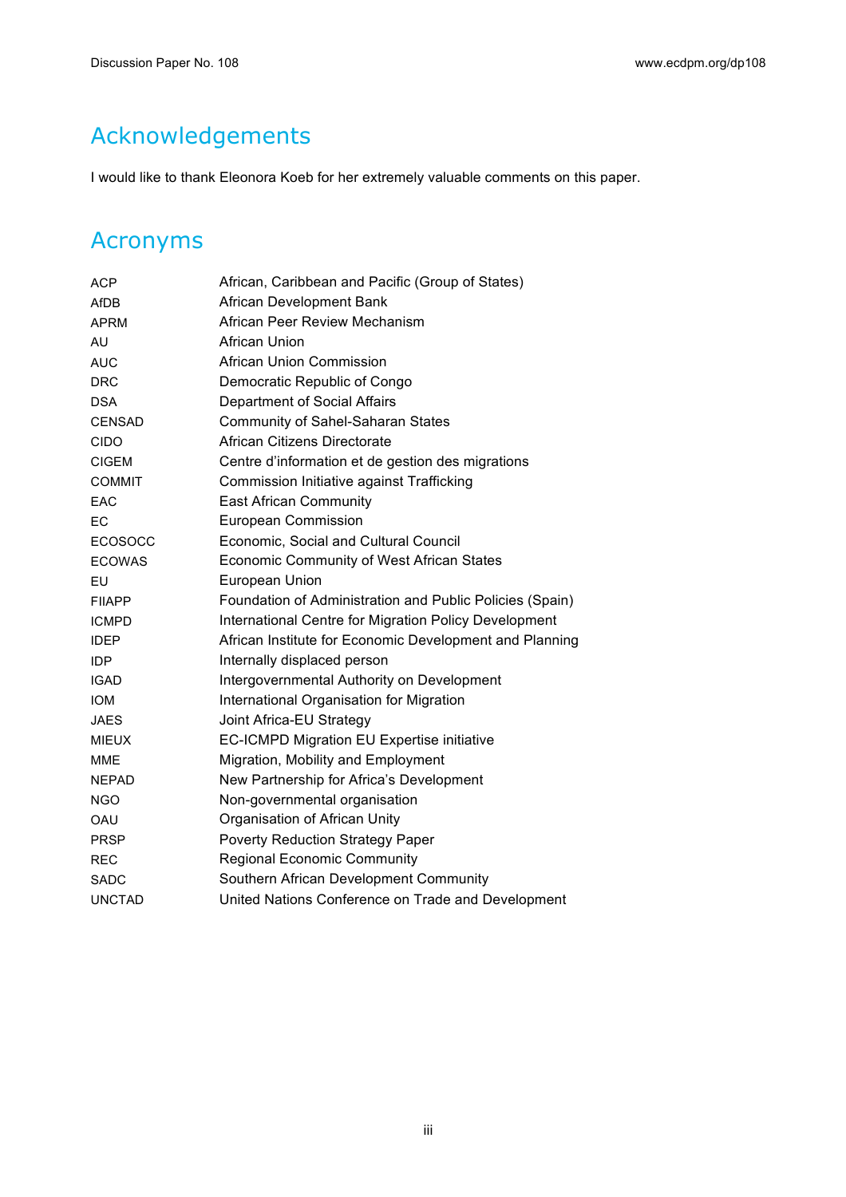# Acknowledgements

I would like to thank Eleonora Koeb for her extremely valuable comments on this paper.

# Acronyms

| | |
|---|---|
| ACP | African, Caribbean and Pacific (Group of States) |
| AfDB | African Development Bank |
| APRM | African Peer Review Mechanism |
| AU | African Union |
| AUC | African Union Commission |
| DRC | Democratic Republic of Congo |
| DSA | Department of Social Affairs |
| CENSAD | Community of Sahel-Saharan States |
| CIDO | African Citizens Directorate |
| CIGEM | Centre d'information et de gestion des migrations |
| COMMIT | Commission Initiative against Trafficking |
| EAC | East African Community |
| EC | European Commission |
| ECOSOCC | Economic, Social and Cultural Council |
| ECOWAS | Economic Community of West African States |
| EU | European Union |
| FIIAPP | Foundation of Administration and Public Policies (Spain) |
| ICMPD | International Centre for Migration Policy Development |
| IDEP | African Institute for Economic Development and Planning |
| IDP | Internally displaced person |
| IGAD | Intergovernmental Authority on Development |
| IOM | International Organisation for Migration |
| JAES | Joint Africa-EU Strategy |
| MIEUX | EC-ICMPD Migration EU Expertise initiative |
| MME | Migration, Mobility and Employment |
| NEPAD | New Partnership for Africa's Development |
| NGO | Non-governmental organisation |
| OAU | Organisation of African Unity |
| PRSP | Poverty Reduction Strategy Paper |
| REC | Regional Economic Community |
| SADC | Southern African Development Community |
| UNCTAD | United Nations Conference on Trade and Development |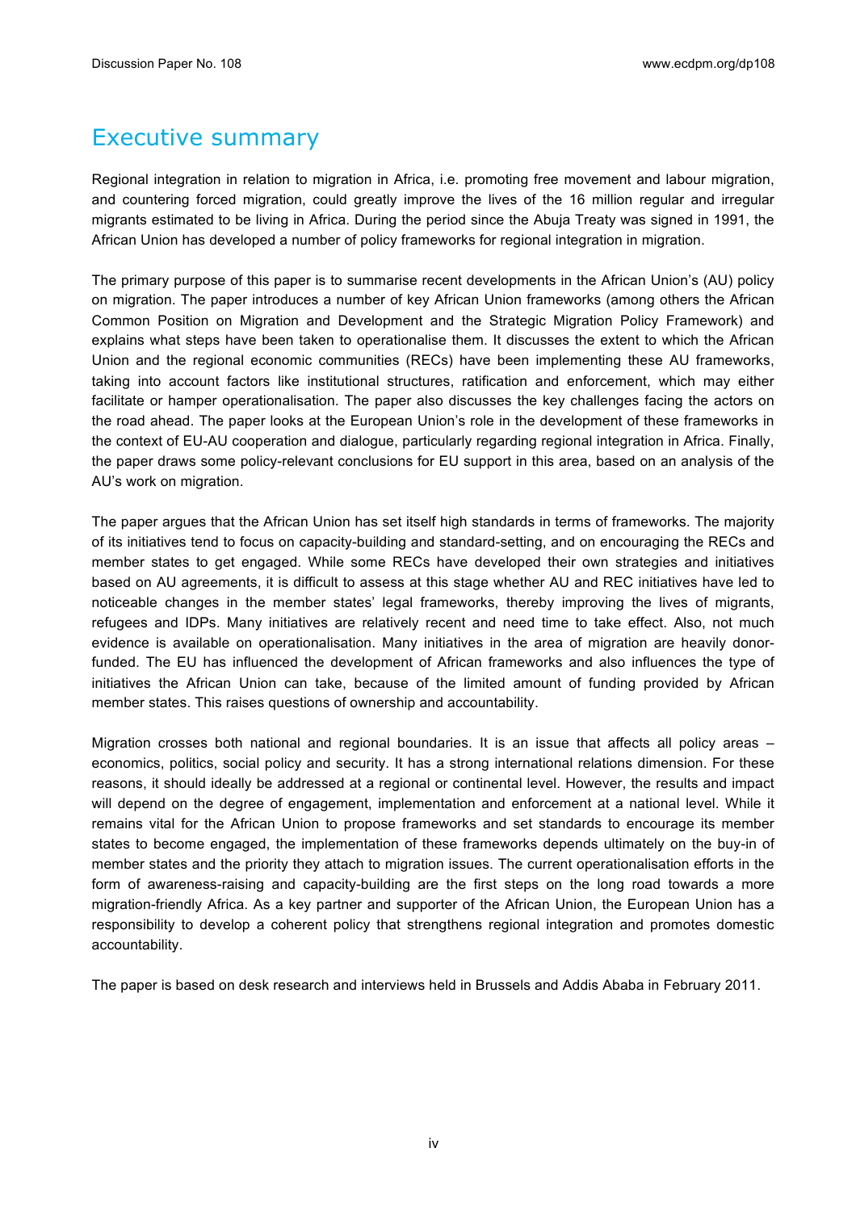# Executive summary

Regional integration in relation to migration in Africa, i.e. promoting free movement and labour migration, and countering forced migration, could greatly improve the lives of the 16 million regular and irregular migrants estimated to be living in Africa. During the period since the Abuja Treaty was signed in 1991, the African Union has developed a number of policy frameworks for regional integration in migration.

The primary purpose of this paper is to summarise recent developments in the African Union's (AU) policy on migration. The paper introduces a number of key African Union frameworks (among others the African Common Position on Migration and Development and the Strategic Migration Policy Framework) and explains what steps have been taken to operationalise them. It discusses the extent to which the African Union and the regional economic communities (RECs) have been implementing these AU frameworks, taking into account factors like institutional structures, ratification and enforcement, which may either facilitate or hamper operationalisation. The paper also discusses the key challenges facing the actors on the road ahead. The paper looks at the European Union's role in the development of these frameworks in the context of EU-AU cooperation and dialogue, particularly regarding regional integration in Africa. Finally, the paper draws some policy-relevant conclusions for EU support in this area, based on an analysis of the AU's work on migration.

The paper argues that the African Union has set itself high standards in terms of frameworks. The majority of its initiatives tend to focus on capacity-building and standard-setting, and on encouraging the RECs and member states to get engaged. While some RECs have developed their own strategies and initiatives based on AU agreements, it is difficult to assess at this stage whether AU and REC initiatives have led to noticeable changes in the member states' legal frameworks, thereby improving the lives of migrants, refugees and IDPs. Many initiatives are relatively recent and need time to take effect. Also, not much evidence is available on operationalisation. Many initiatives in the area of migration are heavily donor-funded. The EU has influenced the development of African frameworks and also influences the type of initiatives the African Union can take, because of the limited amount of funding provided by African member states. This raises questions of ownership and accountability.

Migration crosses both national and regional boundaries. It is an issue that affects all policy areas – economics, politics, social policy and security. It has a strong international relations dimension. For these reasons, it should ideally be addressed at a regional or continental level. However, the results and impact will depend on the degree of engagement, implementation and enforcement at a national level. While it remains vital for the African Union to propose frameworks and set standards to encourage its member states to become engaged, the implementation of these frameworks depends ultimately on the buy-in of member states and the priority they attach to migration issues. The current operationalisation efforts in the form of awareness-raising and capacity-building are the first steps on the long road towards a more migration-friendly Africa. As a key partner and supporter of the African Union, the European Union has a responsibility to develop a coherent policy that strengthens regional integration and promotes domestic accountability.

The paper is based on desk research and interviews held in Brussels and Addis Ababa in February 2011.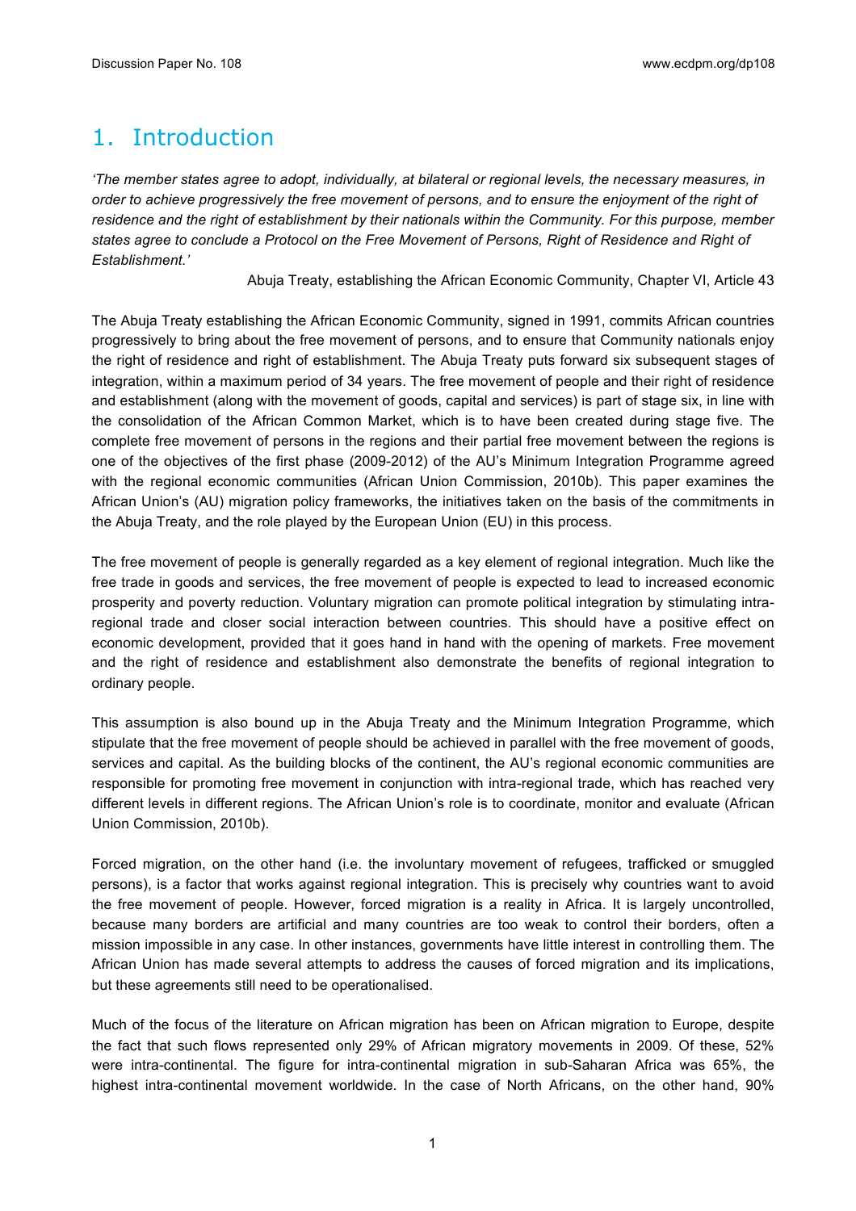# 1. Introduction

*'The member states agree to adopt, individually, at bilateral or regional levels, the necessary measures, in order to achieve progressively the free movement of persons, and to ensure the enjoyment of the right of residence and the right of establishment by their nationals within the Community. For this purpose, member states agree to conclude a Protocol on the Free Movement of Persons, Right of Residence and Right of Establishment.'*

Abuja Treaty, establishing the African Economic Community, Chapter VI, Article 43

The Abuja Treaty establishing the African Economic Community, signed in 1991, commits African countries progressively to bring about the free movement of persons, and to ensure that Community nationals enjoy the right of residence and right of establishment. The Abuja Treaty puts forward six subsequent stages of integration, within a maximum period of 34 years. The free movement of people and their right of residence and establishment (along with the movement of goods, capital and services) is part of stage six, in line with the consolidation of the African Common Market, which is to have been created during stage five. The complete free movement of persons in the regions and their partial free movement between the regions is one of the objectives of the first phase (2009-2012) of the AU's Minimum Integration Programme agreed with the regional economic communities (African Union Commission, 2010b). This paper examines the African Union's (AU) migration policy frameworks, the initiatives taken on the basis of the commitments in the Abuja Treaty, and the role played by the European Union (EU) in this process.

The free movement of people is generally regarded as a key element of regional integration. Much like the free trade in goods and services, the free movement of people is expected to lead to increased economic prosperity and poverty reduction. Voluntary migration can promote political integration by stimulating intra-regional trade and closer social interaction between countries. This should have a positive effect on economic development, provided that it goes hand in hand with the opening of markets. Free movement and the right of residence and establishment also demonstrate the benefits of regional integration to ordinary people.

This assumption is also bound up in the Abuja Treaty and the Minimum Integration Programme, which stipulate that the free movement of people should be achieved in parallel with the free movement of goods, services and capital. As the building blocks of the continent, the AU's regional economic communities are responsible for promoting free movement in conjunction with intra-regional trade, which has reached very different levels in different regions. The African Union's role is to coordinate, monitor and evaluate (African Union Commission, 2010b).

Forced migration, on the other hand (i.e. the involuntary movement of refugees, trafficked or smuggled persons), is a factor that works against regional integration. This is precisely why countries want to avoid the free movement of people. However, forced migration is a reality in Africa. It is largely uncontrolled, because many borders are artificial and many countries are too weak to control their borders, often a mission impossible in any case. In other instances, governments have little interest in controlling them. The African Union has made several attempts to address the causes of forced migration and its implications, but these agreements still need to be operationalised.

Much of the focus of the literature on African migration has been on African migration to Europe, despite the fact that such flows represented only 29% of African migratory movements in 2009. Of these, 52% were intra-continental. The figure for intra-continental migration in sub-Saharan Africa was 65%, the highest intra-continental movement worldwide. In the case of North Africans, on the other hand, 90%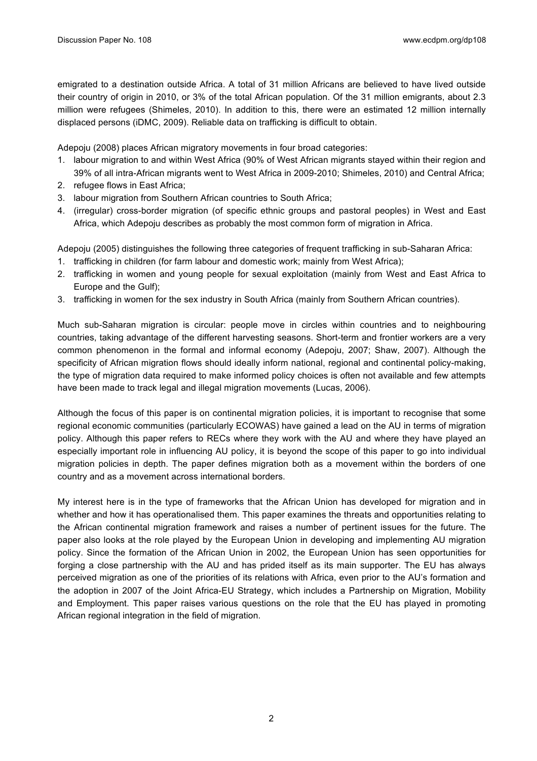emigrated to a destination outside Africa. A total of 31 million Africans are believed to have lived outside their country of origin in 2010, or 3% of the total African population. Of the 31 million emigrants, about 2.3 million were refugees (Shimeles, 2010). In addition to this, there were an estimated 12 million internally displaced persons (iDMC, 2009). Reliable data on trafficking is difficult to obtain.

Adepoju (2008) places African migratory movements in four broad categories:

1. labour migration to and within West Africa (90% of West African migrants stayed within their region and 39% of all intra-African migrants went to West Africa in 2009-2010; Shimeles, 2010) and Central Africa;
2. refugee flows in East Africa;
3. labour migration from Southern African countries to South Africa;
4. (irregular) cross-border migration (of specific ethnic groups and pastoral peoples) in West and East Africa, which Adepoju describes as probably the most common form of migration in Africa.

Adepoju (2005) distinguishes the following three categories of frequent trafficking in sub-Saharan Africa:

1. trafficking in children (for farm labour and domestic work; mainly from West Africa);
2. trafficking in women and young people for sexual exploitation (mainly from West and East Africa to Europe and the Gulf);
3. trafficking in women for the sex industry in South Africa (mainly from Southern African countries).

Much sub-Saharan migration is circular: people move in circles within countries and to neighbouring countries, taking advantage of the different harvesting seasons. Short-term and frontier workers are a very common phenomenon in the formal and informal economy (Adepoju, 2007; Shaw, 2007). Although the specificity of African migration flows should ideally inform national, regional and continental policy-making, the type of migration data required to make informed policy choices is often not available and few attempts have been made to track legal and illegal migration movements (Lucas, 2006).

Although the focus of this paper is on continental migration policies, it is important to recognise that some regional economic communities (particularly ECOWAS) have gained a lead on the AU in terms of migration policy. Although this paper refers to RECs where they work with the AU and where they have played an especially important role in influencing AU policy, it is beyond the scope of this paper to go into individual migration policies in depth. The paper defines migration both as a movement within the borders of one country and as a movement across international borders.

My interest here is in the type of frameworks that the African Union has developed for migration and in whether and how it has operationalised them. This paper examines the threats and opportunities relating to the African continental migration framework and raises a number of pertinent issues for the future. The paper also looks at the role played by the European Union in developing and implementing AU migration policy. Since the formation of the African Union in 2002, the European Union has seen opportunities for forging a close partnership with the AU and has prided itself as its main supporter. The EU has always perceived migration as one of the priorities of its relations with Africa, even prior to the AU's formation and the adoption in 2007 of the Joint Africa-EU Strategy, which includes a Partnership on Migration, Mobility and Employment. This paper raises various questions on the role that the EU has played in promoting African regional integration in the field of migration.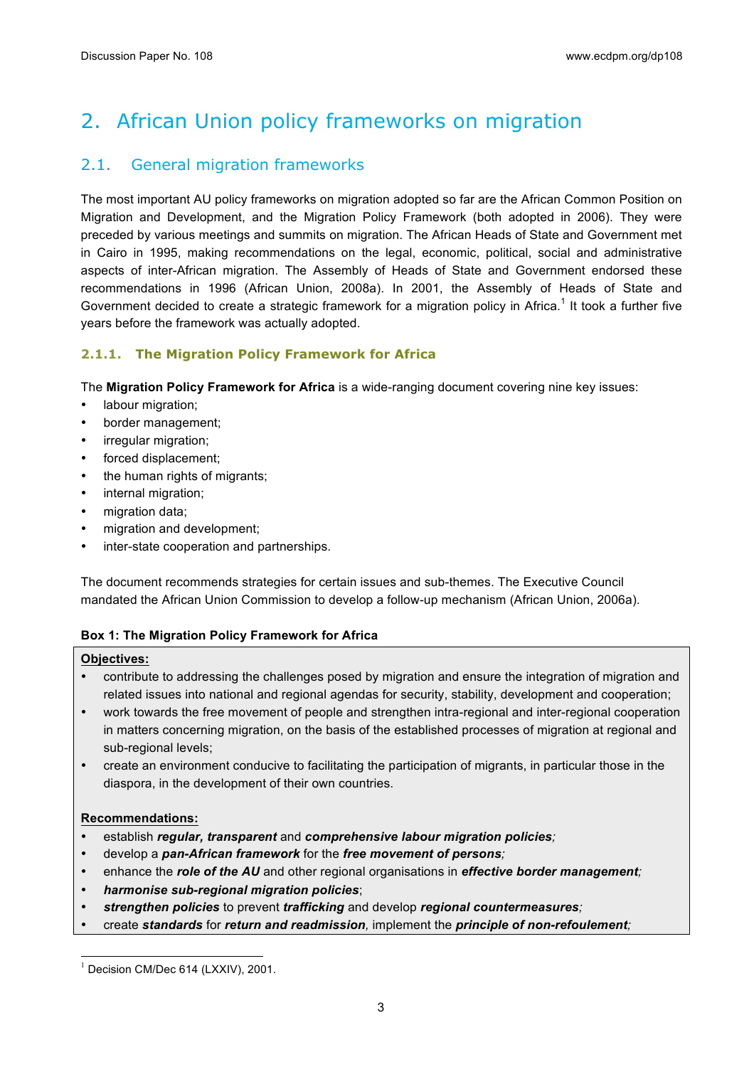# 2. African Union policy frameworks on migration

## 2.1. General migration frameworks

The most important AU policy frameworks on migration adopted so far are the African Common Position on Migration and Development, and the Migration Policy Framework (both adopted in 2006). They were preceded by various meetings and summits on migration. The African Heads of State and Government met in Cairo in 1995, making recommendations on the legal, economic, political, social and administrative aspects of inter-African migration. The Assembly of Heads of State and Government endorsed these recommendations in 1996 (African Union, 2008a). In 2001, the Assembly of Heads of State and Government decided to create a strategic framework for a migration policy in Africa.[1] It took a further five years before the framework was actually adopted.

### 2.1.1. The Migration Policy Framework for Africa

The **Migration Policy Framework for Africa** is a wide-ranging document covering nine key issues:

- labour migration;
- border management;
- irregular migration;
- forced displacement;
- the human rights of migrants;
- internal migration;
- migration data;
- migration and development;
- inter-state cooperation and partnerships.

The document recommends strategies for certain issues and sub-themes. The Executive Council mandated the African Union Commission to develop a follow-up mechanism (African Union, 2006a).

**Box 1: The Migration Policy Framework for Africa**

**Objectives:**

- contribute to addressing the challenges posed by migration and ensure the integration of migration and related issues into national and regional agendas for security, stability, development and cooperation;
- work towards the free movement of people and strengthen intra-regional and inter-regional cooperation in matters concerning migration, on the basis of the established processes of migration at regional and sub-regional levels;
- create an environment conducive to facilitating the participation of migrants, in particular those in the diaspora, in the development of their own countries.

**Recommendations:**

- establish ***regular, transparent*** and ***comprehensive labour migration policies;***
- develop a ***pan-African framework*** for the ***free movement of persons;***
- enhance the ***role of the AU*** and other regional organisations in ***effective border management;***
- ***harmonise sub-regional migration policies***;
- ***strengthen policies*** to prevent ***trafficking*** and develop ***regional countermeasures;***
- create ***standards*** for ***return and readmission,*** implement the ***principle of non-refoulement;***

[1] Decision CM/Dec 614 (LXXIV), 2001.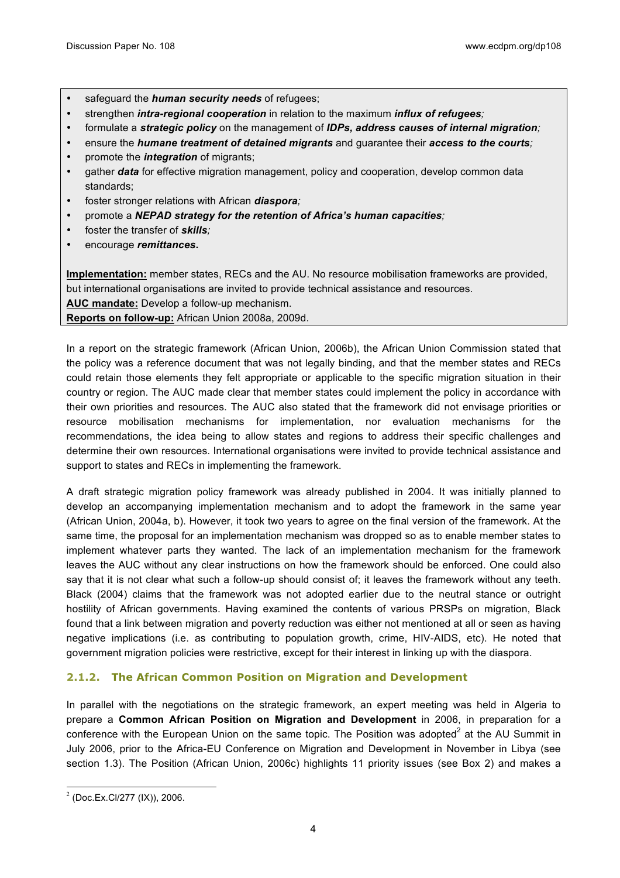- safeguard the ***human security needs*** of refugees;
- strengthen ***intra-regional cooperation*** in relation to the maximum ***influx of refugees****;*
- formulate a ***strategic policy*** on the management of ***IDPs, address causes of internal migration****;*
- ensure the ***humane treatment of detained migrants*** and guarantee their ***access to the courts****;*
- promote the ***integration*** of migrants;
- gather ***data*** for effective migration management, policy and cooperation, develop common data standards;
- foster stronger relations with African ***diaspora****;*
- promote a ***NEPAD strategy for the retention of Africa's human capacities****;*
- foster the transfer of ***skills****;*
- encourage ***remittances*****.**

**Implementation:** member states, RECs and the AU. No resource mobilisation frameworks are provided, but international organisations are invited to provide technical assistance and resources.
**AUC mandate:** Develop a follow-up mechanism.
**Reports on follow-up:** African Union 2008a, 2009d.

In a report on the strategic framework (African Union, 2006b), the African Union Commission stated that the policy was a reference document that was not legally binding, and that the member states and RECs could retain those elements they felt appropriate or applicable to the specific migration situation in their country or region. The AUC made clear that member states could implement the policy in accordance with their own priorities and resources. The AUC also stated that the framework did not envisage priorities or resource mobilisation mechanisms for implementation, nor evaluation mechanisms for the recommendations, the idea being to allow states and regions to address their specific challenges and determine their own resources. International organisations were invited to provide technical assistance and support to states and RECs in implementing the framework.

A draft strategic migration policy framework was already published in 2004. It was initially planned to develop an accompanying implementation mechanism and to adopt the framework in the same year (African Union, 2004a, b). However, it took two years to agree on the final version of the framework. At the same time, the proposal for an implementation mechanism was dropped so as to enable member states to implement whatever parts they wanted. The lack of an implementation mechanism for the framework leaves the AUC without any clear instructions on how the framework should be enforced. One could also say that it is not clear what such a follow-up should consist of; it leaves the framework without any teeth. Black (2004) claims that the framework was not adopted earlier due to the neutral stance or outright hostility of African governments. Having examined the contents of various PRSPs on migration, Black found that a link between migration and poverty reduction was either not mentioned at all or seen as having negative implications (i.e. as contributing to population growth, crime, HIV-AIDS, etc). He noted that government migration policies were restrictive, except for their interest in linking up with the diaspora.

### 2.1.2. The African Common Position on Migration and Development

In parallel with the negotiations on the strategic framework, an expert meeting was held in Algeria to prepare a **Common African Position on Migration and Development** in 2006, in preparation for a conference with the European Union on the same topic. The Position was adopted[2] at the AU Summit in July 2006, prior to the Africa-EU Conference on Migration and Development in November in Libya (see section 1.3). The Position (African Union, 2006c) highlights 11 priority issues (see Box 2) and makes a

[2] (Doc.Ex.Cl/277 (IX)), 2006.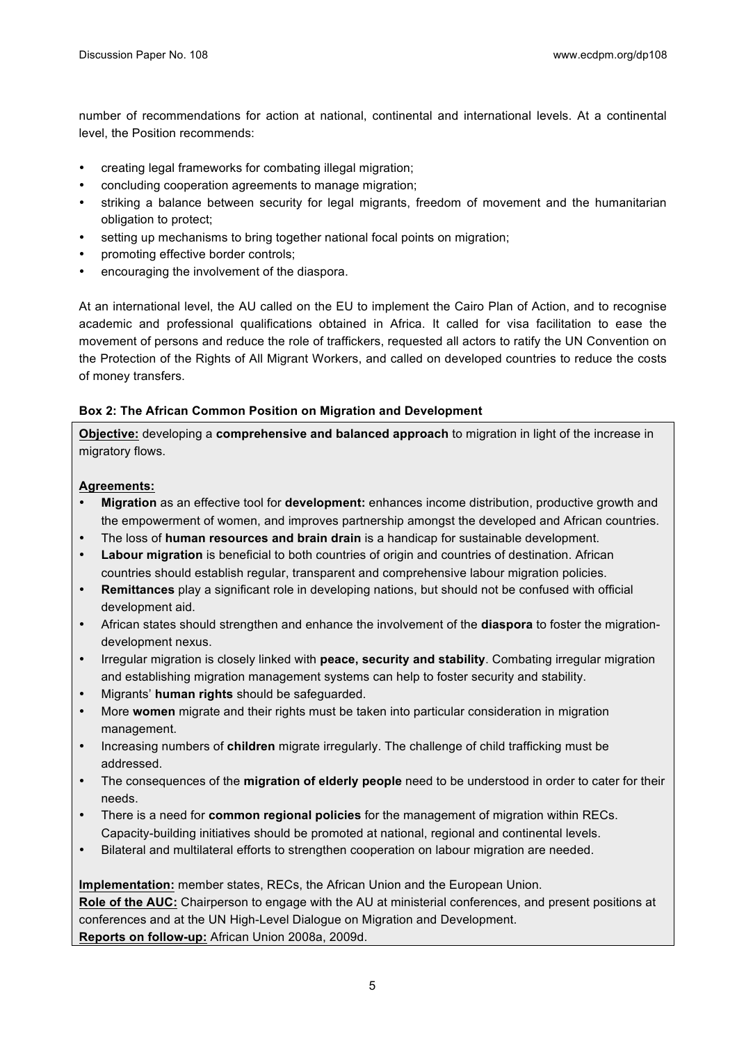number of recommendations for action at national, continental and international levels. At a continental level, the Position recommends:

- creating legal frameworks for combating illegal migration;
- concluding cooperation agreements to manage migration;
- striking a balance between security for legal migrants, freedom of movement and the humanitarian obligation to protect;
- setting up mechanisms to bring together national focal points on migration;
- promoting effective border controls;
- encouraging the involvement of the diaspora.

At an international level, the AU called on the EU to implement the Cairo Plan of Action, and to recognise academic and professional qualifications obtained in Africa. It called for visa facilitation to ease the movement of persons and reduce the role of traffickers, requested all actors to ratify the UN Convention on the Protection of the Rights of All Migrant Workers, and called on developed countries to reduce the costs of money transfers.

**Box 2: The African Common Position on Migration and Development**

**Objective:** developing a **comprehensive and balanced approach** to migration in light of the increase in migratory flows.

**Agreements:**

- **Migration** as an effective tool for **development:** enhances income distribution, productive growth and the empowerment of women, and improves partnership amongst the developed and African countries.
- The loss of **human resources and brain drain** is a handicap for sustainable development.
- **Labour migration** is beneficial to both countries of origin and countries of destination. African countries should establish regular, transparent and comprehensive labour migration policies.
- **Remittances** play a significant role in developing nations, but should not be confused with official development aid.
- African states should strengthen and enhance the involvement of the **diaspora** to foster the migration-development nexus.
- Irregular migration is closely linked with **peace, security and stability**. Combating irregular migration and establishing migration management systems can help to foster security and stability.
- Migrants' **human rights** should be safeguarded.
- More **women** migrate and their rights must be taken into particular consideration in migration management.
- Increasing numbers of **children** migrate irregularly. The challenge of child trafficking must be addressed.
- The consequences of the **migration of elderly people** need to be understood in order to cater for their needs.
- There is a need for **common regional policies** for the management of migration within RECs. Capacity-building initiatives should be promoted at national, regional and continental levels.
- Bilateral and multilateral efforts to strengthen cooperation on labour migration are needed.

**Implementation:** member states, RECs, the African Union and the European Union.
**Role of the AUC:** Chairperson to engage with the AU at ministerial conferences, and present positions at conferences and at the UN High-Level Dialogue on Migration and Development.
**Reports on follow-up:** African Union 2008a, 2009d.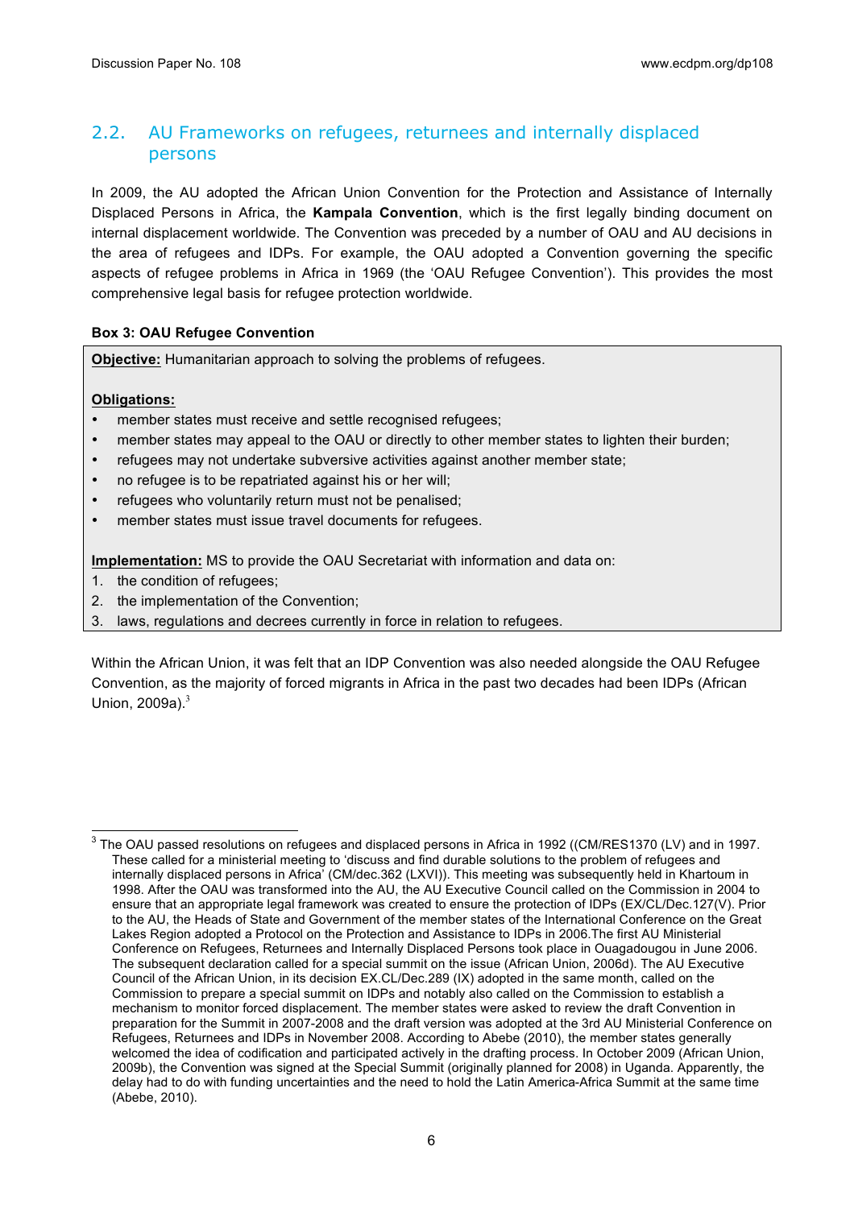## 2.2. AU Frameworks on refugees, returnees and internally displaced persons

In 2009, the AU adopted the African Union Convention for the Protection and Assistance of Internally Displaced Persons in Africa, the **Kampala Convention**, which is the first legally binding document on internal displacement worldwide. The Convention was preceded by a number of OAU and AU decisions in the area of refugees and IDPs. For example, the OAU adopted a Convention governing the specific aspects of refugee problems in Africa in 1969 (the 'OAU Refugee Convention'). This provides the most comprehensive legal basis for refugee protection worldwide.

**Box 3: OAU Refugee Convention**

**Objective:** Humanitarian approach to solving the problems of refugees.

**Obligations:**

- member states must receive and settle recognised refugees;
- member states may appeal to the OAU or directly to other member states to lighten their burden;
- refugees may not undertake subversive activities against another member state;
- no refugee is to be repatriated against his or her will;
- refugees who voluntarily return must not be penalised;
- member states must issue travel documents for refugees.

**Implementation:** MS to provide the OAU Secretariat with information and data on:

1. the condition of refugees;
2. the implementation of the Convention;
3. laws, regulations and decrees currently in force in relation to refugees.

Within the African Union, it was felt that an IDP Convention was also needed alongside the OAU Refugee Convention, as the majority of forced migrants in Africa in the past two decades had been IDPs (African Union, 2009a).[3]

---

[3] The OAU passed resolutions on refugees and displaced persons in Africa in 1992 ((CM/RES1370 (LV) and in 1997. These called for a ministerial meeting to 'discuss and find durable solutions to the problem of refugees and internally displaced persons in Africa' (CM/dec.362 (LXVI)). This meeting was subsequently held in Khartoum in 1998. After the OAU was transformed into the AU, the AU Executive Council called on the Commission in 2004 to ensure that an appropriate legal framework was created to ensure the protection of IDPs (EX/CL/Dec.127(V). Prior to the AU, the Heads of State and Government of the member states of the International Conference on the Great Lakes Region adopted a Protocol on the Protection and Assistance to IDPs in 2006.The first AU Ministerial Conference on Refugees, Returnees and Internally Displaced Persons took place in Ouagadougou in June 2006. The subsequent declaration called for a special summit on the issue (African Union, 2006d). The AU Executive Council of the African Union, in its decision EX.CL/Dec.289 (IX) adopted in the same month, called on the Commission to prepare a special summit on IDPs and notably also called on the Commission to establish a mechanism to monitor forced displacement. The member states were asked to review the draft Convention in preparation for the Summit in 2007-2008 and the draft version was adopted at the 3rd AU Ministerial Conference on Refugees, Returnees and IDPs in November 2008. According to Abebe (2010), the member states generally welcomed the idea of codification and participated actively in the drafting process. In October 2009 (African Union, 2009b), the Convention was signed at the Special Summit (originally planned for 2008) in Uganda. Apparently, the delay had to do with funding uncertainties and the need to hold the Latin America-Africa Summit at the same time (Abebe, 2010).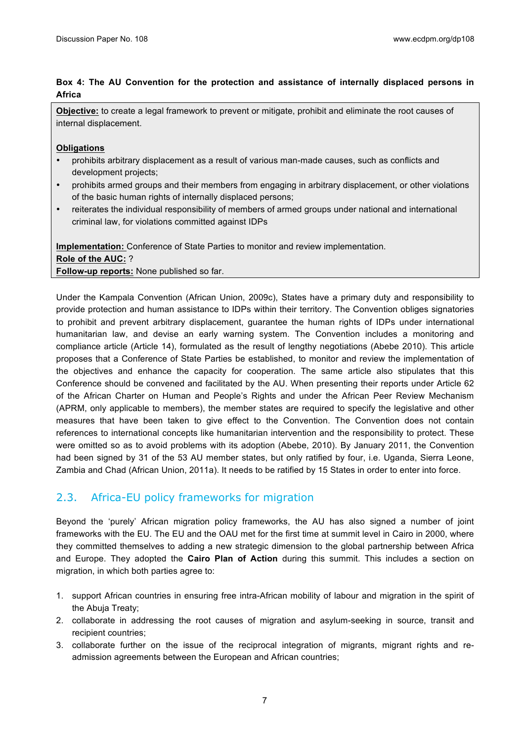**Box 4: The AU Convention for the protection and assistance of internally displaced persons in Africa**

**Objective:** to create a legal framework to prevent or mitigate, prohibit and eliminate the root causes of internal displacement.

**Obligations**

- prohibits arbitrary displacement as a result of various man-made causes, such as conflicts and development projects;
- prohibits armed groups and their members from engaging in arbitrary displacement, or other violations of the basic human rights of internally displaced persons;
- reiterates the individual responsibility of members of armed groups under national and international criminal law, for violations committed against IDPs

**Implementation:** Conference of State Parties to monitor and review implementation.
**Role of the AUC:** ?
**Follow-up reports:** None published so far.

Under the Kampala Convention (African Union, 2009c), States have a primary duty and responsibility to provide protection and human assistance to IDPs within their territory. The Convention obliges signatories to prohibit and prevent arbitrary displacement, guarantee the human rights of IDPs under international humanitarian law, and devise an early warning system. The Convention includes a monitoring and compliance article (Article 14), formulated as the result of lengthy negotiations (Abebe 2010). This article proposes that a Conference of State Parties be established, to monitor and review the implementation of the objectives and enhance the capacity for cooperation. The same article also stipulates that this Conference should be convened and facilitated by the AU. When presenting their reports under Article 62 of the African Charter on Human and People's Rights and under the African Peer Review Mechanism (APRM, only applicable to members), the member states are required to specify the legislative and other measures that have been taken to give effect to the Convention. The Convention does not contain references to international concepts like humanitarian intervention and the responsibility to protect. These were omitted so as to avoid problems with its adoption (Abebe, 2010). By January 2011, the Convention had been signed by 31 of the 53 AU member states, but only ratified by four, i.e. Uganda, Sierra Leone, Zambia and Chad (African Union, 2011a). It needs to be ratified by 15 States in order to enter into force.

## 2.3. Africa-EU policy frameworks for migration

Beyond the 'purely' African migration policy frameworks, the AU has also signed a number of joint frameworks with the EU. The EU and the OAU met for the first time at summit level in Cairo in 2000, where they committed themselves to adding a new strategic dimension to the global partnership between Africa and Europe. They adopted the **Cairo Plan of Action** during this summit. This includes a section on migration, in which both parties agree to:

1. support African countries in ensuring free intra-African mobility of labour and migration in the spirit of the Abuja Treaty;
2. collaborate in addressing the root causes of migration and asylum-seeking in source, transit and recipient countries;
3. collaborate further on the issue of the reciprocal integration of migrants, migrant rights and re-admission agreements between the European and African countries;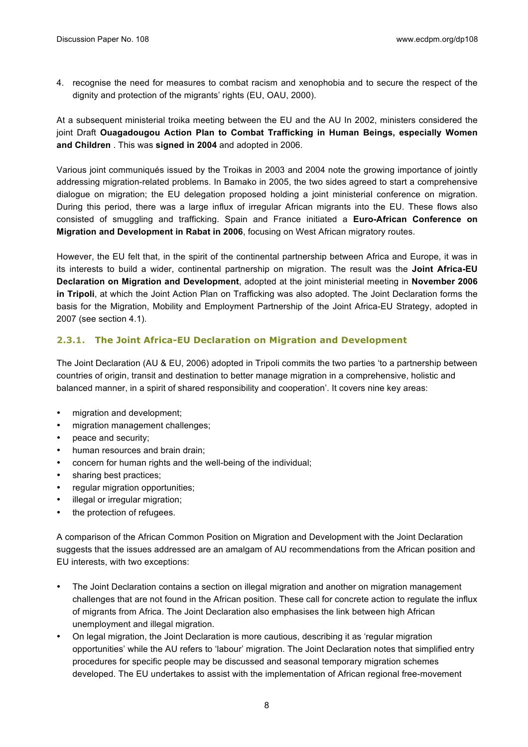4. recognise the need for measures to combat racism and xenophobia and to secure the respect of the dignity and protection of the migrants' rights (EU, OAU, 2000).

At a subsequent ministerial troika meeting between the EU and the AU In 2002, ministers considered the joint Draft **Ouagadougou Action Plan to Combat Trafficking in Human Beings, especially Women and Children** . This was **signed in 2004** and adopted in 2006.

Various joint communiqués issued by the Troikas in 2003 and 2004 note the growing importance of jointly addressing migration-related problems. In Bamako in 2005, the two sides agreed to start a comprehensive dialogue on migration; the EU delegation proposed holding a joint ministerial conference on migration. During this period, there was a large influx of irregular African migrants into the EU. These flows also consisted of smuggling and trafficking. Spain and France initiated a **Euro-African Conference on Migration and Development in Rabat in 2006**, focusing on West African migratory routes.

However, the EU felt that, in the spirit of the continental partnership between Africa and Europe, it was in its interests to build a wider, continental partnership on migration. The result was the **Joint Africa-EU Declaration on Migration and Development**, adopted at the joint ministerial meeting in **November 2006 in Tripoli**, at which the Joint Action Plan on Trafficking was also adopted. The Joint Declaration forms the basis for the Migration, Mobility and Employment Partnership of the Joint Africa-EU Strategy, adopted in 2007 (see section 4.1).

### 2.3.1. The Joint Africa-EU Declaration on Migration and Development

The Joint Declaration (AU & EU, 2006) adopted in Tripoli commits the two parties 'to a partnership between countries of origin, transit and destination to better manage migration in a comprehensive, holistic and balanced manner, in a spirit of shared responsibility and cooperation'. It covers nine key areas:

- migration and development;
- migration management challenges;
- peace and security;
- human resources and brain drain;
- concern for human rights and the well-being of the individual;
- sharing best practices;
- regular migration opportunities;
- illegal or irregular migration;
- the protection of refugees.

A comparison of the African Common Position on Migration and Development with the Joint Declaration suggests that the issues addressed are an amalgam of AU recommendations from the African position and EU interests, with two exceptions:

- The Joint Declaration contains a section on illegal migration and another on migration management challenges that are not found in the African position. These call for concrete action to regulate the influx of migrants from Africa. The Joint Declaration also emphasises the link between high African unemployment and illegal migration.
- On legal migration, the Joint Declaration is more cautious, describing it as 'regular migration opportunities' while the AU refers to 'labour' migration. The Joint Declaration notes that simplified entry procedures for specific people may be discussed and seasonal temporary migration schemes developed. The EU undertakes to assist with the implementation of African regional free-movement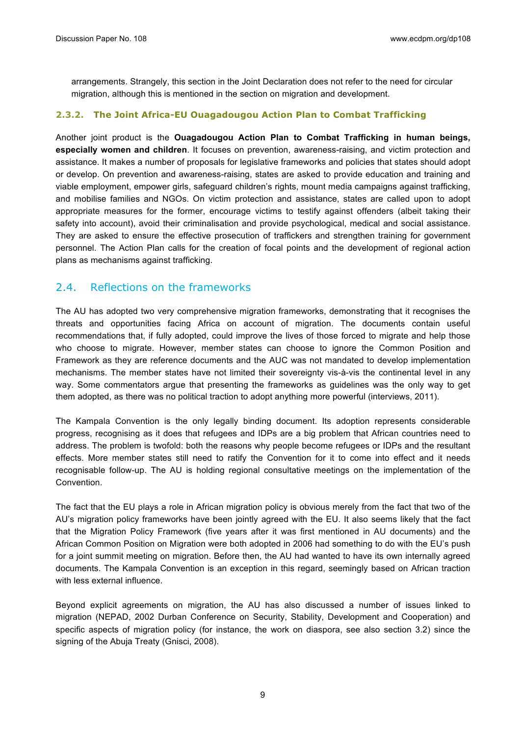arrangements. Strangely, this section in the Joint Declaration does not refer to the need for circular migration, although this is mentioned in the section on migration and development.

#### 2.3.2. The Joint Africa-EU Ouagadougou Action Plan to Combat Trafficking

Another joint product is the **Ouagadougou Action Plan to Combat Trafficking in human beings, especially women and children**. It focuses on prevention, awareness-raising, and victim protection and assistance. It makes a number of proposals for legislative frameworks and policies that states should adopt or develop. On prevention and awareness-raising, states are asked to provide education and training and viable employment, empower girls, safeguard children's rights, mount media campaigns against trafficking, and mobilise families and NGOs. On victim protection and assistance, states are called upon to adopt appropriate measures for the former, encourage victims to testify against offenders (albeit taking their safety into account), avoid their criminalisation and provide psychological, medical and social assistance. They are asked to ensure the effective prosecution of traffickers and strengthen training for government personnel. The Action Plan calls for the creation of focal points and the development of regional action plans as mechanisms against trafficking.

### 2.4. Reflections on the frameworks

The AU has adopted two very comprehensive migration frameworks, demonstrating that it recognises the threats and opportunities facing Africa on account of migration. The documents contain useful recommendations that, if fully adopted, could improve the lives of those forced to migrate and help those who choose to migrate. However, member states can choose to ignore the Common Position and Framework as they are reference documents and the AUC was not mandated to develop implementation mechanisms. The member states have not limited their sovereignty vis-à-vis the continental level in any way. Some commentators argue that presenting the frameworks as guidelines was the only way to get them adopted, as there was no political traction to adopt anything more powerful (interviews, 2011).

The Kampala Convention is the only legally binding document. Its adoption represents considerable progress, recognising as it does that refugees and IDPs are a big problem that African countries need to address. The problem is twofold: both the reasons why people become refugees or IDPs and the resultant effects. More member states still need to ratify the Convention for it to come into effect and it needs recognisable follow-up. The AU is holding regional consultative meetings on the implementation of the Convention.

The fact that the EU plays a role in African migration policy is obvious merely from the fact that two of the AU's migration policy frameworks have been jointly agreed with the EU. It also seems likely that the fact that the Migration Policy Framework (five years after it was first mentioned in AU documents) and the African Common Position on Migration were both adopted in 2006 had something to do with the EU's push for a joint summit meeting on migration. Before then, the AU had wanted to have its own internally agreed documents. The Kampala Convention is an exception in this regard, seemingly based on African traction with less external influence.

Beyond explicit agreements on migration, the AU has also discussed a number of issues linked to migration (NEPAD, 2002 Durban Conference on Security, Stability, Development and Cooperation) and specific aspects of migration policy (for instance, the work on diaspora, see also section 3.2) since the signing of the Abuja Treaty (Gnisci, 2008).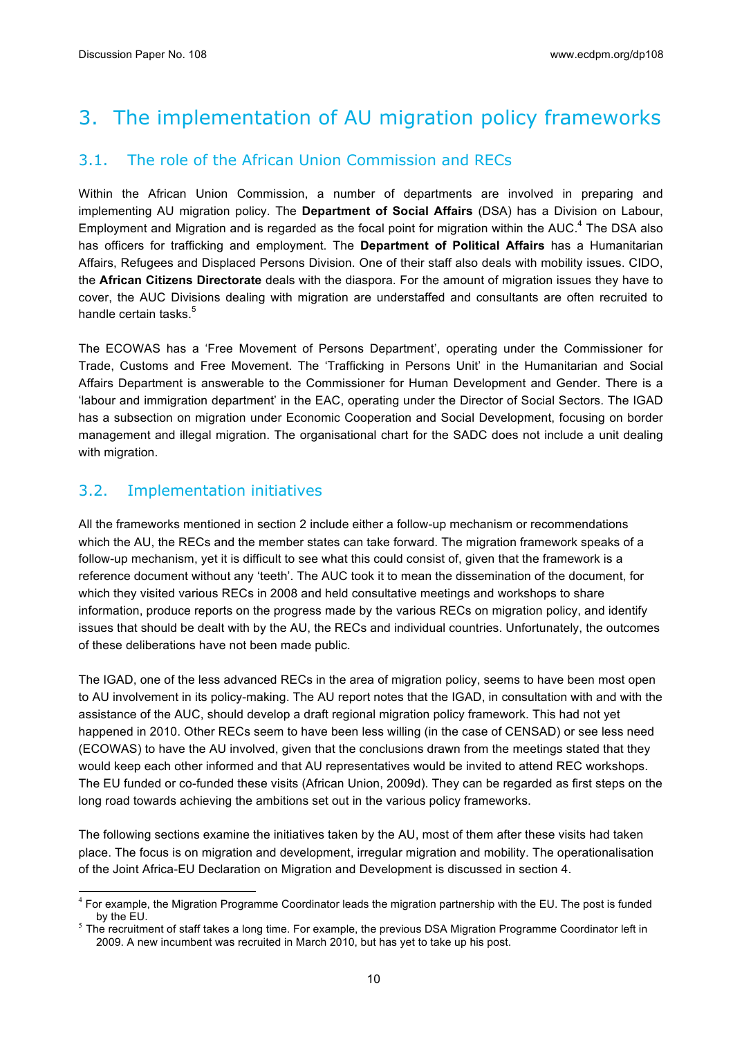# 3. The implementation of AU migration policy frameworks

## 3.1. The role of the African Union Commission and RECs

Within the African Union Commission, a number of departments are involved in preparing and implementing AU migration policy. The **Department of Social Affairs** (DSA) has a Division on Labour, Employment and Migration and is regarded as the focal point for migration within the AUC.[4] The DSA also has officers for trafficking and employment. The **Department of Political Affairs** has a Humanitarian Affairs, Refugees and Displaced Persons Division. One of their staff also deals with mobility issues. CIDO, the **African Citizens Directorate** deals with the diaspora. For the amount of migration issues they have to cover, the AUC Divisions dealing with migration are understaffed and consultants are often recruited to handle certain tasks.[5]

The ECOWAS has a 'Free Movement of Persons Department', operating under the Commissioner for Trade, Customs and Free Movement. The 'Trafficking in Persons Unit' in the Humanitarian and Social Affairs Department is answerable to the Commissioner for Human Development and Gender. There is a 'labour and immigration department' in the EAC, operating under the Director of Social Sectors. The IGAD has a subsection on migration under Economic Cooperation and Social Development, focusing on border management and illegal migration. The organisational chart for the SADC does not include a unit dealing with migration.

## 3.2. Implementation initiatives

All the frameworks mentioned in section 2 include either a follow-up mechanism or recommendations which the AU, the RECs and the member states can take forward. The migration framework speaks of a follow-up mechanism, yet it is difficult to see what this could consist of, given that the framework is a reference document without any 'teeth'. The AUC took it to mean the dissemination of the document, for which they visited various RECs in 2008 and held consultative meetings and workshops to share information, produce reports on the progress made by the various RECs on migration policy, and identify issues that should be dealt with by the AU, the RECs and individual countries. Unfortunately, the outcomes of these deliberations have not been made public.

The IGAD, one of the less advanced RECs in the area of migration policy, seems to have been most open to AU involvement in its policy-making. The AU report notes that the IGAD, in consultation with and with the assistance of the AUC, should develop a draft regional migration policy framework. This had not yet happened in 2010. Other RECs seem to have been less willing (in the case of CENSAD) or see less need (ECOWAS) to have the AU involved, given that the conclusions drawn from the meetings stated that they would keep each other informed and that AU representatives would be invited to attend REC workshops. The EU funded or co-funded these visits (African Union, 2009d). They can be regarded as first steps on the long road towards achieving the ambitions set out in the various policy frameworks.

The following sections examine the initiatives taken by the AU, most of them after these visits had taken place. The focus is on migration and development, irregular migration and mobility. The operationalisation of the Joint Africa-EU Declaration on Migration and Development is discussed in section 4.

---

[4] For example, the Migration Programme Coordinator leads the migration partnership with the EU. The post is funded by the EU.

[5] The recruitment of staff takes a long time. For example, the previous DSA Migration Programme Coordinator left in 2009. A new incumbent was recruited in March 2010, but has yet to take up his post.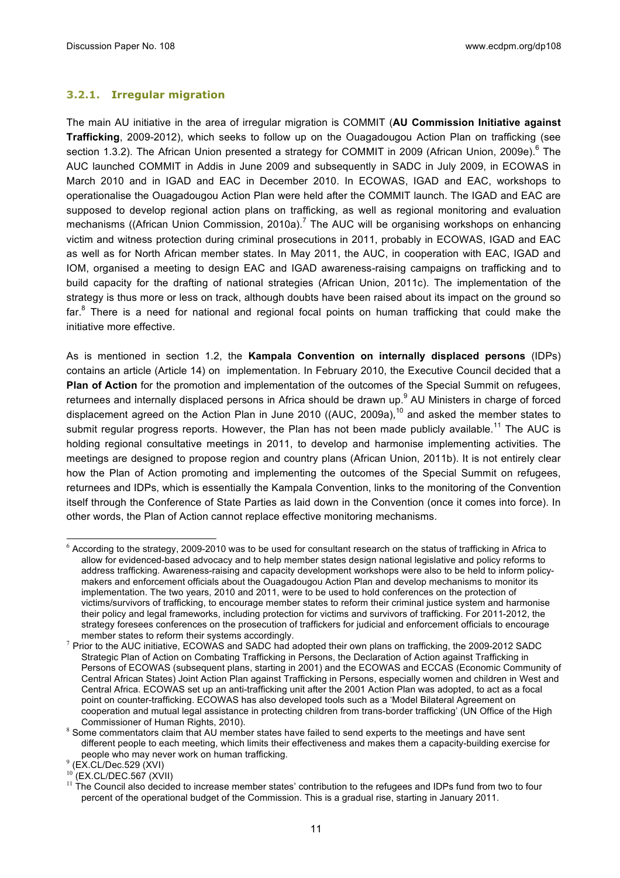### 3.2.1. Irregular migration

The main AU initiative in the area of irregular migration is COMMIT (**AU Commission Initiative against Trafficking**, 2009-2012), which seeks to follow up on the Ouagadougou Action Plan on trafficking (see section 1.3.2). The African Union presented a strategy for COMMIT in 2009 (African Union, 2009e).[6] The AUC launched COMMIT in Addis in June 2009 and subsequently in SADC in July 2009, in ECOWAS in March 2010 and in IGAD and EAC in December 2010. In ECOWAS, IGAD and EAC, workshops to operationalise the Ouagadougou Action Plan were held after the COMMIT launch. The IGAD and EAC are supposed to develop regional action plans on trafficking, as well as regional monitoring and evaluation mechanisms ((African Union Commission, 2010a).[7] The AUC will be organising workshops on enhancing victim and witness protection during criminal prosecutions in 2011, probably in ECOWAS, IGAD and EAC as well as for North African member states. In May 2011, the AUC, in cooperation with EAC, IGAD and IOM, organised a meeting to design EAC and IGAD awareness-raising campaigns on trafficking and to build capacity for the drafting of national strategies (African Union, 2011c). The implementation of the strategy is thus more or less on track, although doubts have been raised about its impact on the ground so far.[8] There is a need for national and regional focal points on human trafficking that could make the initiative more effective.

As is mentioned in section 1.2, the **Kampala Convention on internally displaced persons** (IDPs) contains an article (Article 14) on implementation. In February 2010, the Executive Council decided that a **Plan of Action** for the promotion and implementation of the outcomes of the Special Summit on refugees, returnees and internally displaced persons in Africa should be drawn up.[9] AU Ministers in charge of forced displacement agreed on the Action Plan in June 2010 ((AUC, 2009a),[10] and asked the member states to submit regular progress reports. However, the Plan has not been made publicly available.[11] The AUC is holding regional consultative meetings in 2011, to develop and harmonise implementing activities. The meetings are designed to propose region and country plans (African Union, 2011b). It is not entirely clear how the Plan of Action promoting and implementing the outcomes of the Special Summit on refugees, returnees and IDPs, which is essentially the Kampala Convention, links to the monitoring of the Convention itself through the Conference of State Parties as laid down in the Convention (once it comes into force). In other words, the Plan of Action cannot replace effective monitoring mechanisms.

---

[6] According to the strategy, 2009-2010 was to be used for consultant research on the status of trafficking in Africa to allow for evidenced-based advocacy and to help member states design national legislative and policy reforms to address trafficking. Awareness-raising and capacity development workshops were also to be held to inform policy-makers and enforcement officials about the Ouagadougou Action Plan and develop mechanisms to monitor its implementation. The two years, 2010 and 2011, were to be used to hold conferences on the protection of victims/survivors of trafficking, to encourage member states to reform their criminal justice system and harmonise their policy and legal frameworks, including protection for victims and survivors of trafficking. For 2011-2012, the strategy foresees conferences on the prosecution of traffickers for judicial and enforcement officials to encourage member states to reform their systems accordingly.

[7] Prior to the AUC initiative, ECOWAS and SADC had adopted their own plans on trafficking, the 2009-2012 SADC Strategic Plan of Action on Combating Trafficking in Persons, the Declaration of Action against Trafficking in Persons of ECOWAS (subsequent plans, starting in 2001) and the ECOWAS and ECCAS (Economic Community of Central African States) Joint Action Plan against Trafficking in Persons, especially women and children in West and Central Africa. ECOWAS set up an anti-trafficking unit after the 2001 Action Plan was adopted, to act as a focal point on counter-trafficking. ECOWAS has also developed tools such as a 'Model Bilateral Agreement on cooperation and mutual legal assistance in protecting children from trans-border trafficking' (UN Office of the High Commissioner of Human Rights, 2010).

[8] Some commentators claim that AU member states have failed to send experts to the meetings and have sent different people to each meeting, which limits their effectiveness and makes them a capacity-building exercise for people who may never work on human trafficking.

[9] (EX.CL/Dec.529 (XVI)

[10] (EX.CL/DEC.567 (XVII)

[11] The Council also decided to increase member states' contribution to the refugees and IDPs fund from two to four percent of the operational budget of the Commission. This is a gradual rise, starting in January 2011.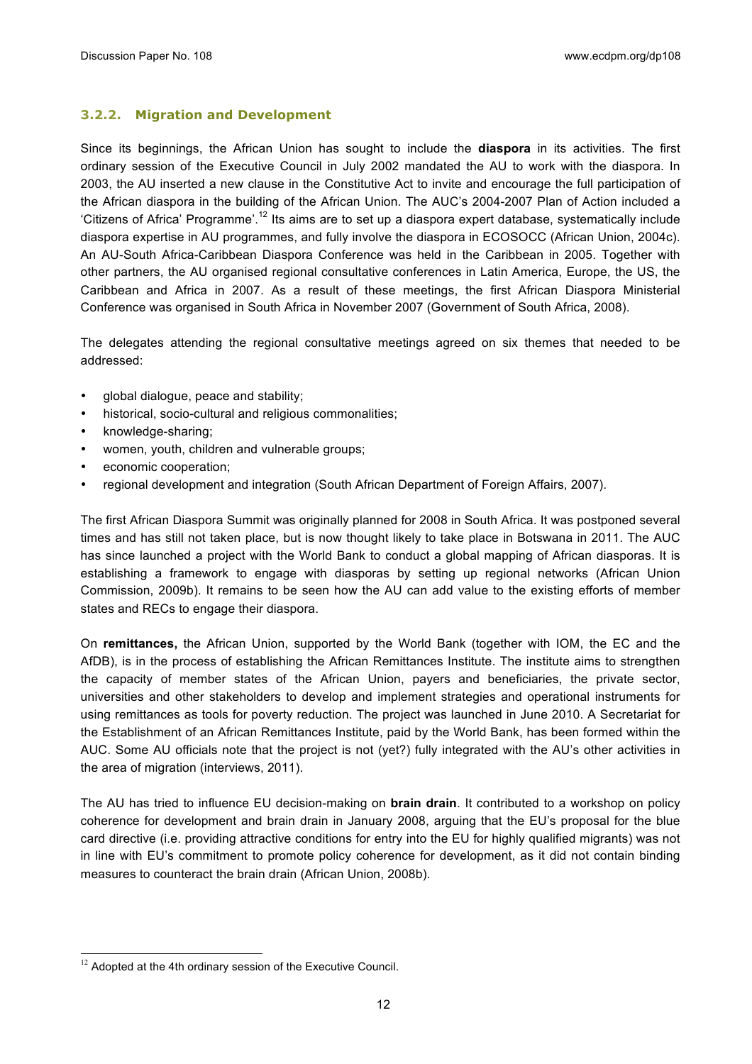### 3.2.2. Migration and Development

Since its beginnings, the African Union has sought to include the **diaspora** in its activities. The first ordinary session of the Executive Council in July 2002 mandated the AU to work with the diaspora. In 2003, the AU inserted a new clause in the Constitutive Act to invite and encourage the full participation of the African diaspora in the building of the African Union. The AUC's 2004-2007 Plan of Action included a 'Citizens of Africa' Programme'.[12] Its aims are to set up a diaspora expert database, systematically include diaspora expertise in AU programmes, and fully involve the diaspora in ECOSOCC (African Union, 2004c). An AU-South Africa-Caribbean Diaspora Conference was held in the Caribbean in 2005. Together with other partners, the AU organised regional consultative conferences in Latin America, Europe, the US, the Caribbean and Africa in 2007. As a result of these meetings, the first African Diaspora Ministerial Conference was organised in South Africa in November 2007 (Government of South Africa, 2008).

The delegates attending the regional consultative meetings agreed on six themes that needed to be addressed:

- global dialogue, peace and stability;
- historical, socio-cultural and religious commonalities;
- knowledge-sharing;
- women, youth, children and vulnerable groups;
- economic cooperation;
- regional development and integration (South African Department of Foreign Affairs, 2007).

The first African Diaspora Summit was originally planned for 2008 in South Africa. It was postponed several times and has still not taken place, but is now thought likely to take place in Botswana in 2011. The AUC has since launched a project with the World Bank to conduct a global mapping of African diasporas. It is establishing a framework to engage with diasporas by setting up regional networks (African Union Commission, 2009b). It remains to be seen how the AU can add value to the existing efforts of member states and RECs to engage their diaspora.

On **remittances,** the African Union, supported by the World Bank (together with IOM, the EC and the AfDB), is in the process of establishing the African Remittances Institute. The institute aims to strengthen the capacity of member states of the African Union, payers and beneficiaries, the private sector, universities and other stakeholders to develop and implement strategies and operational instruments for using remittances as tools for poverty reduction. The project was launched in June 2010. A Secretariat for the Establishment of an African Remittances Institute, paid by the World Bank, has been formed within the AUC. Some AU officials note that the project is not (yet?) fully integrated with the AU's other activities in the area of migration (interviews, 2011).

The AU has tried to influence EU decision-making on **brain drain**. It contributed to a workshop on policy coherence for development and brain drain in January 2008, arguing that the EU's proposal for the blue card directive (i.e. providing attractive conditions for entry into the EU for highly qualified migrants) was not in line with EU's commitment to promote policy coherence for development, as it did not contain binding measures to counteract the brain drain (African Union, 2008b).

[12] Adopted at the 4th ordinary session of the Executive Council.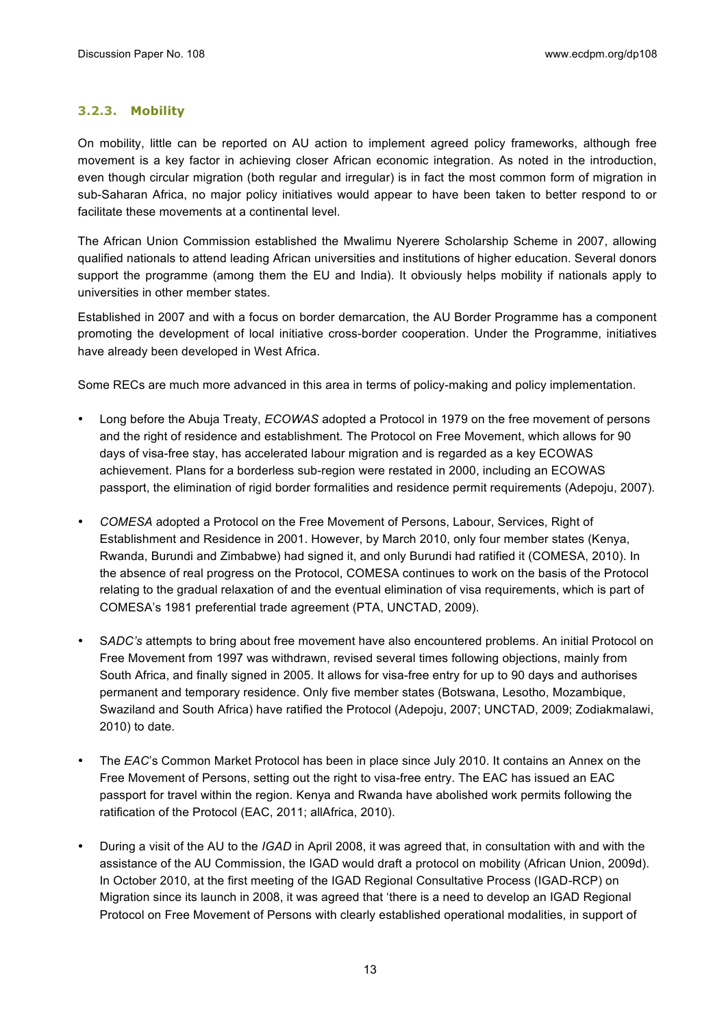### 3.2.3. Mobility

On mobility, little can be reported on AU action to implement agreed policy frameworks, although free movement is a key factor in achieving closer African economic integration. As noted in the introduction, even though circular migration (both regular and irregular) is in fact the most common form of migration in sub-Saharan Africa, no major policy initiatives would appear to have been taken to better respond to or facilitate these movements at a continental level.

The African Union Commission established the Mwalimu Nyerere Scholarship Scheme in 2007, allowing qualified nationals to attend leading African universities and institutions of higher education. Several donors support the programme (among them the EU and India). It obviously helps mobility if nationals apply to universities in other member states.

Established in 2007 and with a focus on border demarcation, the AU Border Programme has a component promoting the development of local initiative cross-border cooperation. Under the Programme, initiatives have already been developed in West Africa.

Some RECs are much more advanced in this area in terms of policy-making and policy implementation.

- Long before the Abuja Treaty, *ECOWAS* adopted a Protocol in 1979 on the free movement of persons and the right of residence and establishment. The Protocol on Free Movement, which allows for 90 days of visa-free stay, has accelerated labour migration and is regarded as a key ECOWAS achievement. Plans for a borderless sub-region were restated in 2000, including an ECOWAS passport, the elimination of rigid border formalities and residence permit requirements (Adepoju, 2007).

- *COMESA* adopted a Protocol on the Free Movement of Persons, Labour, Services, Right of Establishment and Residence in 2001. However, by March 2010, only four member states (Kenya, Rwanda, Burundi and Zimbabwe) had signed it, and only Burundi had ratified it (COMESA, 2010). In the absence of real progress on the Protocol, COMESA continues to work on the basis of the Protocol relating to the gradual relaxation of and the eventual elimination of visa requirements, which is part of COMESA's 1981 preferential trade agreement (PTA, UNCTAD, 2009).

- S*ADC's* attempts to bring about free movement have also encountered problems. An initial Protocol on Free Movement from 1997 was withdrawn, revised several times following objections, mainly from South Africa, and finally signed in 2005. It allows for visa-free entry for up to 90 days and authorises permanent and temporary residence. Only five member states (Botswana, Lesotho, Mozambique, Swaziland and South Africa) have ratified the Protocol (Adepoju, 2007; UNCTAD, 2009; Zodiakmalawi, 2010) to date.

- The *EAC*'s Common Market Protocol has been in place since July 2010. It contains an Annex on the Free Movement of Persons, setting out the right to visa-free entry. The EAC has issued an EAC passport for travel within the region. Kenya and Rwanda have abolished work permits following the ratification of the Protocol (EAC, 2011; allAfrica, 2010).

- During a visit of the AU to the *IGAD* in April 2008, it was agreed that, in consultation with and with the assistance of the AU Commission, the IGAD would draft a protocol on mobility (African Union, 2009d). In October 2010, at the first meeting of the IGAD Regional Consultative Process (IGAD-RCP) on Migration since its launch in 2008, it was agreed that 'there is a need to develop an IGAD Regional Protocol on Free Movement of Persons with clearly established operational modalities, in support of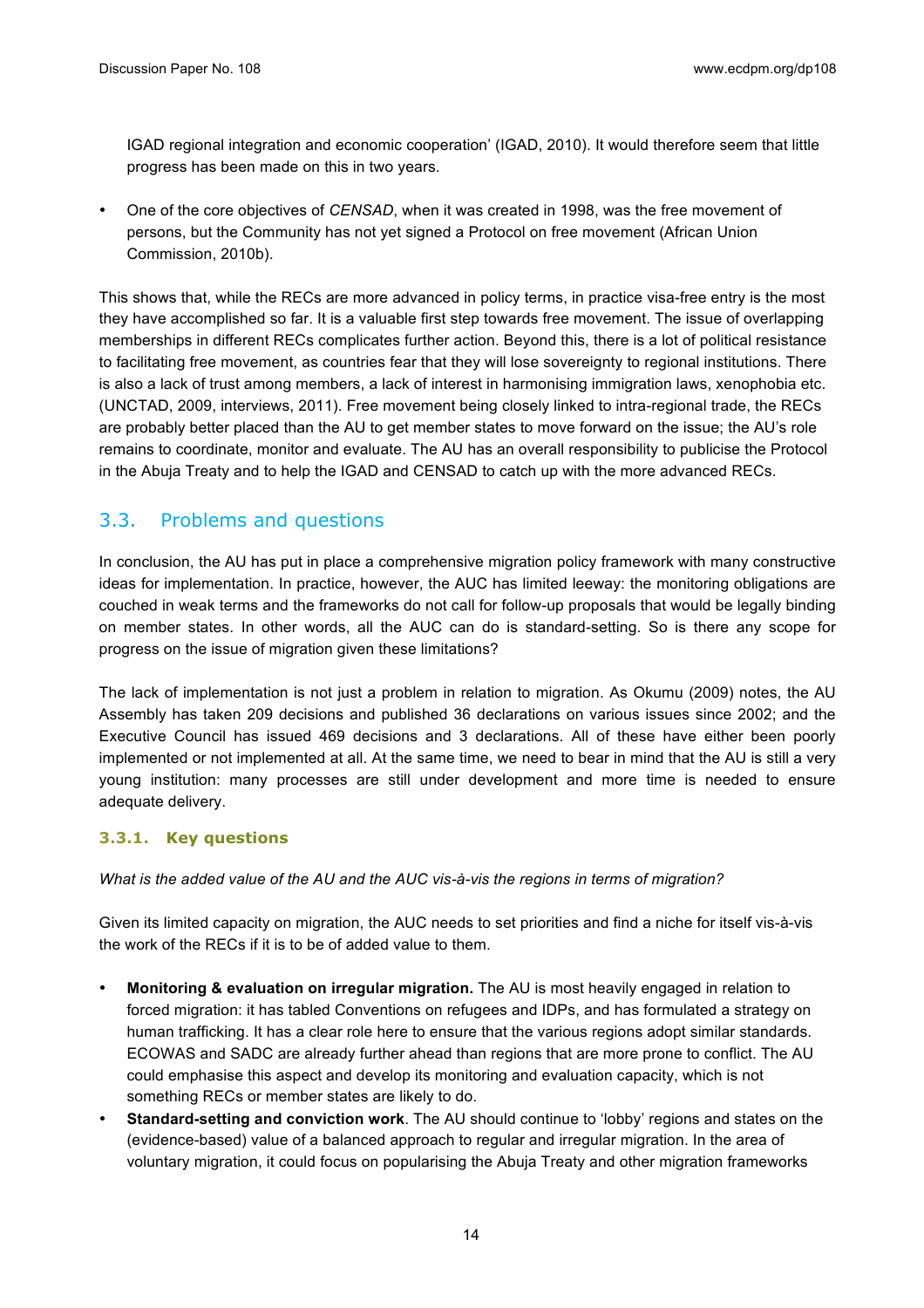IGAD regional integration and economic cooperation' (IGAD, 2010). It would therefore seem that little progress has been made on this in two years.

- One of the core objectives of *CENSAD*, when it was created in 1998, was the free movement of persons, but the Community has not yet signed a Protocol on free movement (African Union Commission, 2010b).

This shows that, while the RECs are more advanced in policy terms, in practice visa-free entry is the most they have accomplished so far. It is a valuable first step towards free movement. The issue of overlapping memberships in different RECs complicates further action. Beyond this, there is a lot of political resistance to facilitating free movement, as countries fear that they will lose sovereignty to regional institutions. There is also a lack of trust among members, a lack of interest in harmonising immigration laws, xenophobia etc. (UNCTAD, 2009, interviews, 2011). Free movement being closely linked to intra-regional trade, the RECs are probably better placed than the AU to get member states to move forward on the issue; the AU's role remains to coordinate, monitor and evaluate. The AU has an overall responsibility to publicise the Protocol in the Abuja Treaty and to help the IGAD and CENSAD to catch up with the more advanced RECs.

## 3.3. Problems and questions

In conclusion, the AU has put in place a comprehensive migration policy framework with many constructive ideas for implementation. In practice, however, the AUC has limited leeway: the monitoring obligations are couched in weak terms and the frameworks do not call for follow-up proposals that would be legally binding on member states. In other words, all the AUC can do is standard-setting. So is there any scope for progress on the issue of migration given these limitations?

The lack of implementation is not just a problem in relation to migration. As Okumu (2009) notes, the AU Assembly has taken 209 decisions and published 36 declarations on various issues since 2002; and the Executive Council has issued 469 decisions and 3 declarations. All of these have either been poorly implemented or not implemented at all. At the same time, we need to bear in mind that the AU is still a very young institution: many processes are still under development and more time is needed to ensure adequate delivery.

### 3.3.1. Key questions

*What is the added value of the AU and the AUC vis-à-vis the regions in terms of migration?*

Given its limited capacity on migration, the AUC needs to set priorities and find a niche for itself vis-à-vis the work of the RECs if it is to be of added value to them.

- **Monitoring & evaluation on irregular migration.** The AU is most heavily engaged in relation to forced migration: it has tabled Conventions on refugees and IDPs, and has formulated a strategy on human trafficking. It has a clear role here to ensure that the various regions adopt similar standards. ECOWAS and SADC are already further ahead than regions that are more prone to conflict. The AU could emphasise this aspect and develop its monitoring and evaluation capacity, which is not something RECs or member states are likely to do.
- **Standard-setting and conviction work**. The AU should continue to 'lobby' regions and states on the (evidence-based) value of a balanced approach to regular and irregular migration. In the area of voluntary migration, it could focus on popularising the Abuja Treaty and other migration frameworks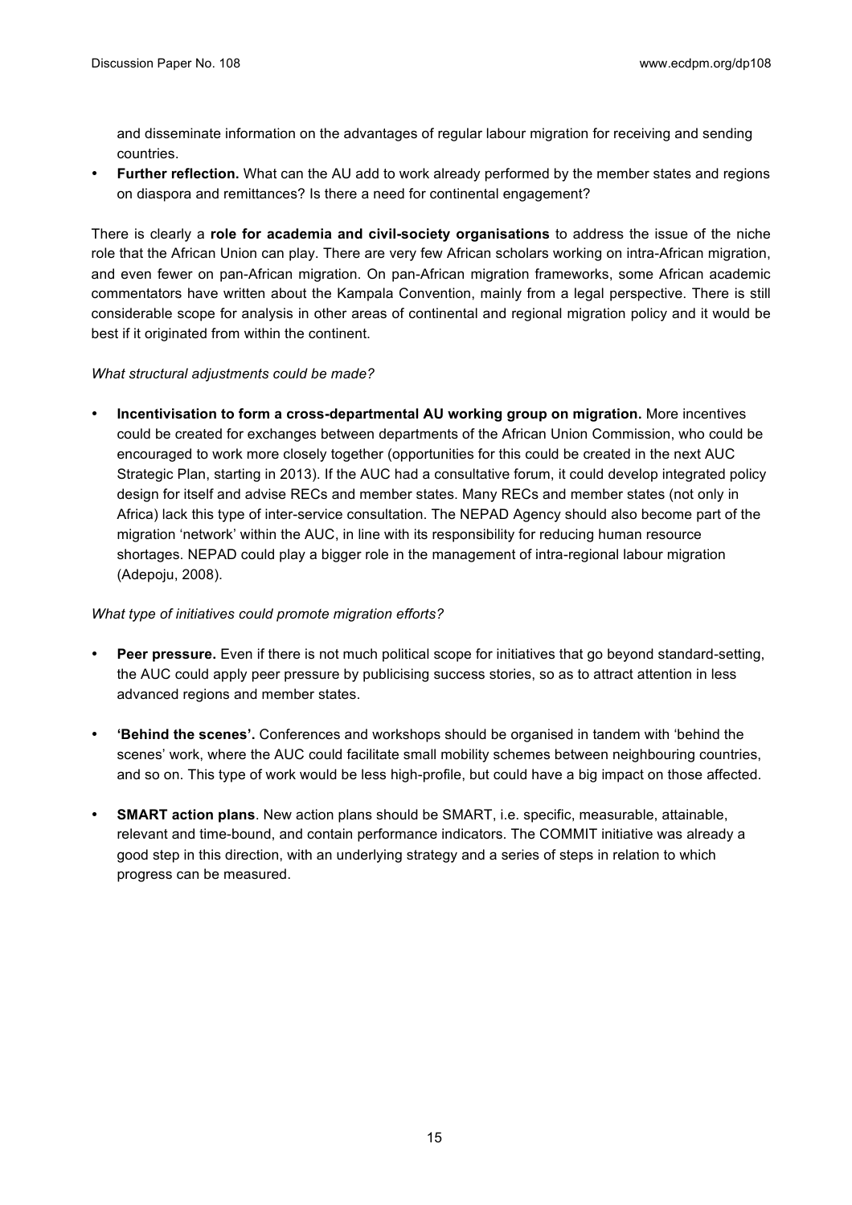and disseminate information on the advantages of regular labour migration for receiving and sending countries.

- **Further reflection.** What can the AU add to work already performed by the member states and regions on diaspora and remittances? Is there a need for continental engagement?

There is clearly a **role for academia and civil-society organisations** to address the issue of the niche role that the African Union can play. There are very few African scholars working on intra-African migration, and even fewer on pan-African migration. On pan-African migration frameworks, some African academic commentators have written about the Kampala Convention, mainly from a legal perspective. There is still considerable scope for analysis in other areas of continental and regional migration policy and it would be best if it originated from within the continent.

*What structural adjustments could be made?*

- **Incentivisation to form a cross-departmental AU working group on migration.** More incentives could be created for exchanges between departments of the African Union Commission, who could be encouraged to work more closely together (opportunities for this could be created in the next AUC Strategic Plan, starting in 2013). If the AUC had a consultative forum, it could develop integrated policy design for itself and advise RECs and member states. Many RECs and member states (not only in Africa) lack this type of inter-service consultation. The NEPAD Agency should also become part of the migration 'network' within the AUC, in line with its responsibility for reducing human resource shortages. NEPAD could play a bigger role in the management of intra-regional labour migration (Adepoju, 2008).

*What type of initiatives could promote migration efforts?*

- **Peer pressure.** Even if there is not much political scope for initiatives that go beyond standard-setting, the AUC could apply peer pressure by publicising success stories, so as to attract attention in less advanced regions and member states.

- **'Behind the scenes'.** Conferences and workshops should be organised in tandem with 'behind the scenes' work, where the AUC could facilitate small mobility schemes between neighbouring countries, and so on. This type of work would be less high-profile, but could have a big impact on those affected.

- **SMART action plans**. New action plans should be SMART, i.e. specific, measurable, attainable, relevant and time-bound, and contain performance indicators. The COMMIT initiative was already a good step in this direction, with an underlying strategy and a series of steps in relation to which progress can be measured.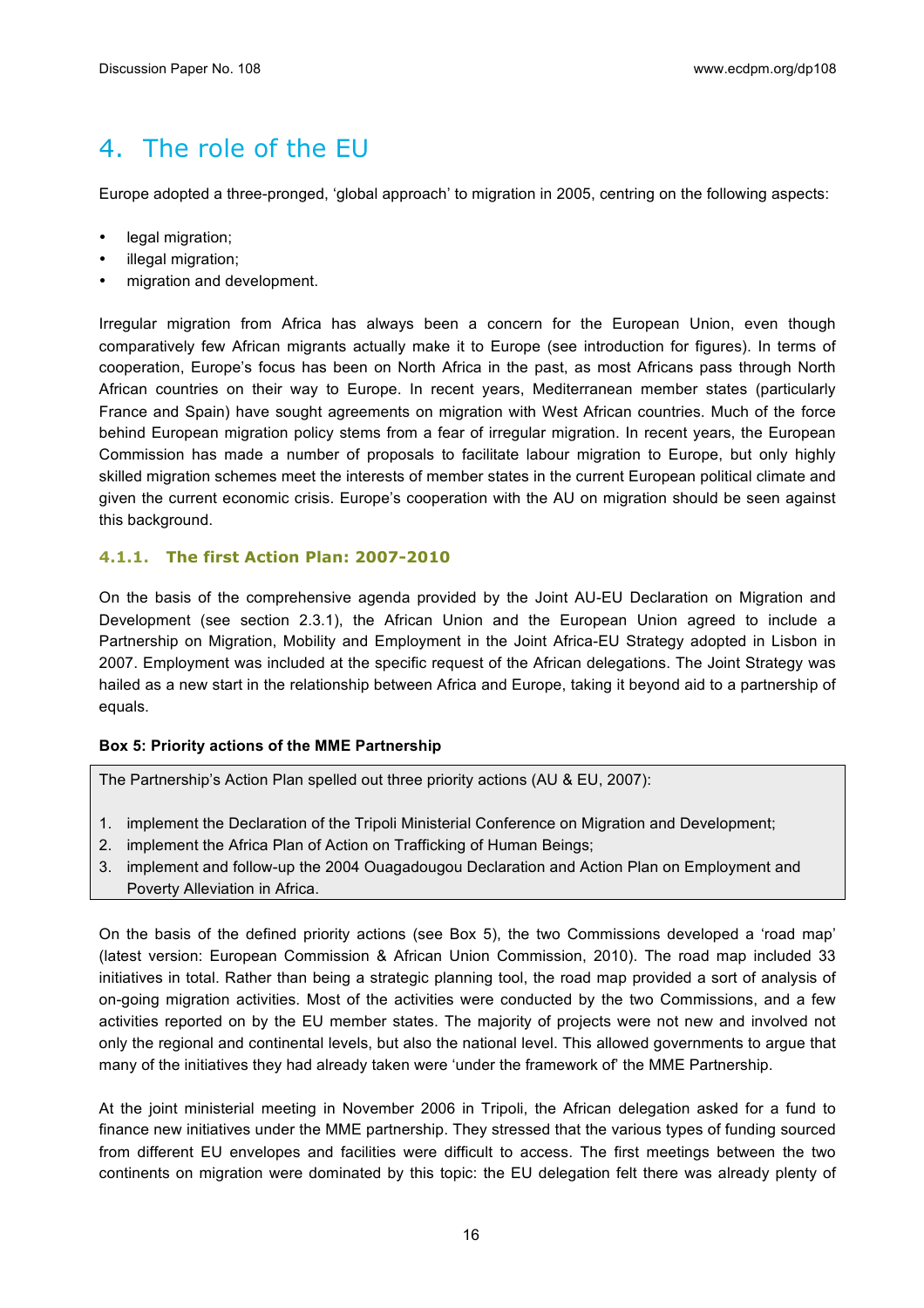# 4. The role of the EU

Europe adopted a three-pronged, 'global approach' to migration in 2005, centring on the following aspects:

- legal migration;
- illegal migration;
- migration and development.

Irregular migration from Africa has always been a concern for the European Union, even though comparatively few African migrants actually make it to Europe (see introduction for figures). In terms of cooperation, Europe's focus has been on North Africa in the past, as most Africans pass through North African countries on their way to Europe. In recent years, Mediterranean member states (particularly France and Spain) have sought agreements on migration with West African countries. Much of the force behind European migration policy stems from a fear of irregular migration. In recent years, the European Commission has made a number of proposals to facilitate labour migration to Europe, but only highly skilled migration schemes meet the interests of member states in the current European political climate and given the current economic crisis. Europe's cooperation with the AU on migration should be seen against this background.

### 4.1.1. The first Action Plan: 2007-2010

On the basis of the comprehensive agenda provided by the Joint AU-EU Declaration on Migration and Development (see section 2.3.1), the African Union and the European Union agreed to include a Partnership on Migration, Mobility and Employment in the Joint Africa-EU Strategy adopted in Lisbon in 2007. Employment was included at the specific request of the African delegations. The Joint Strategy was hailed as a new start in the relationship between Africa and Europe, taking it beyond aid to a partnership of equals.

**Box 5: Priority actions of the MME Partnership**

The Partnership's Action Plan spelled out three priority actions (AU & EU, 2007):

1. implement the Declaration of the Tripoli Ministerial Conference on Migration and Development;
2. implement the Africa Plan of Action on Trafficking of Human Beings;
3. implement and follow-up the 2004 Ouagadougou Declaration and Action Plan on Employment and Poverty Alleviation in Africa.

On the basis of the defined priority actions (see Box 5), the two Commissions developed a 'road map' (latest version: European Commission & African Union Commission, 2010). The road map included 33 initiatives in total. Rather than being a strategic planning tool, the road map provided a sort of analysis of on-going migration activities. Most of the activities were conducted by the two Commissions, and a few activities reported on by the EU member states. The majority of projects were not new and involved not only the regional and continental levels, but also the national level. This allowed governments to argue that many of the initiatives they had already taken were 'under the framework of' the MME Partnership.

At the joint ministerial meeting in November 2006 in Tripoli, the African delegation asked for a fund to finance new initiatives under the MME partnership. They stressed that the various types of funding sourced from different EU envelopes and facilities were difficult to access. The first meetings between the two continents on migration were dominated by this topic: the EU delegation felt there was already plenty of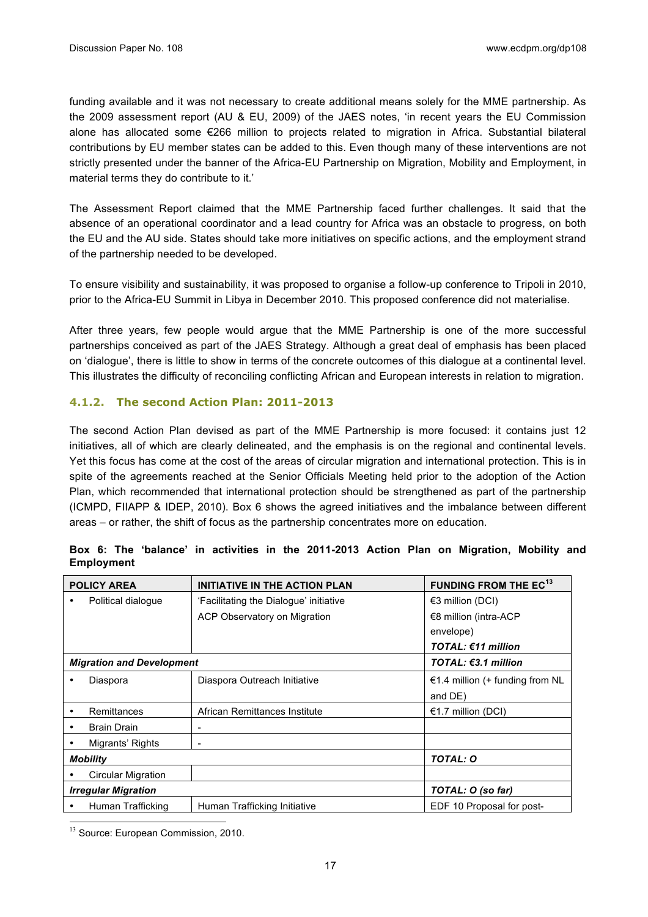funding available and it was not necessary to create additional means solely for the MME partnership. As the 2009 assessment report (AU & EU, 2009) of the JAES notes, 'in recent years the EU Commission alone has allocated some €266 million to projects related to migration in Africa. Substantial bilateral contributions by EU member states can be added to this. Even though many of these interventions are not strictly presented under the banner of the Africa-EU Partnership on Migration, Mobility and Employment, in material terms they do contribute to it.'

The Assessment Report claimed that the MME Partnership faced further challenges. It said that the absence of an operational coordinator and a lead country for Africa was an obstacle to progress, on both the EU and the AU side. States should take more initiatives on specific actions, and the employment strand of the partnership needed to be developed.

To ensure visibility and sustainability, it was proposed to organise a follow-up conference to Tripoli in 2010, prior to the Africa-EU Summit in Libya in December 2010. This proposed conference did not materialise.

After three years, few people would argue that the MME Partnership is one of the more successful partnerships conceived as part of the JAES Strategy. Although a great deal of emphasis has been placed on 'dialogue', there is little to show in terms of the concrete outcomes of this dialogue at a continental level. This illustrates the difficulty of reconciling conflicting African and European interests in relation to migration.

### 4.1.2. The second Action Plan: 2011-2013

The second Action Plan devised as part of the MME Partnership is more focused: it contains just 12 initiatives, all of which are clearly delineated, and the emphasis is on the regional and continental levels. Yet this focus has come at the cost of the areas of circular migration and international protection. This is in spite of the agreements reached at the Senior Officials Meeting held prior to the adoption of the Action Plan, which recommended that international protection should be strengthened as part of the partnership (ICMPD, FIIAPP & IDEP, 2010). Box 6 shows the agreed initiatives and the imbalance between different areas – or rather, the shift of focus as the partnership concentrates more on education.

**Box 6: The 'balance' in activities in the 2011-2013 Action Plan on Migration, Mobility and Employment**

| POLICY AREA | INITIATIVE IN THE ACTION PLAN | FUNDING FROM THE EC[13] |
|---|---|---|
| • Political dialogue | 'Facilitating the Dialogue' initiative<br>ACP Observatory on Migration | €3 million (DCI)<br>€8 million (intra-ACP envelope)<br>***TOTAL: €11 million*** |
| ***Migration and Development*** | | ***TOTAL: €3.1 million*** |
| • Diaspora | Diaspora Outreach Initiative | €1.4 million (+ funding from NL and DE) |
| • Remittances | African Remittances Institute | €1.7 million (DCI) |
| • Brain Drain | - | |
| • Migrants' Rights | - | |
| ***Mobility*** | | ***TOTAL: O*** |
| • Circular Migration | | |
| ***Irregular Migration*** | | ***TOTAL: O (so far)*** |
| • Human Trafficking | Human Trafficking Initiative | EDF 10 Proposal for post- |

[13] Source: European Commission, 2010.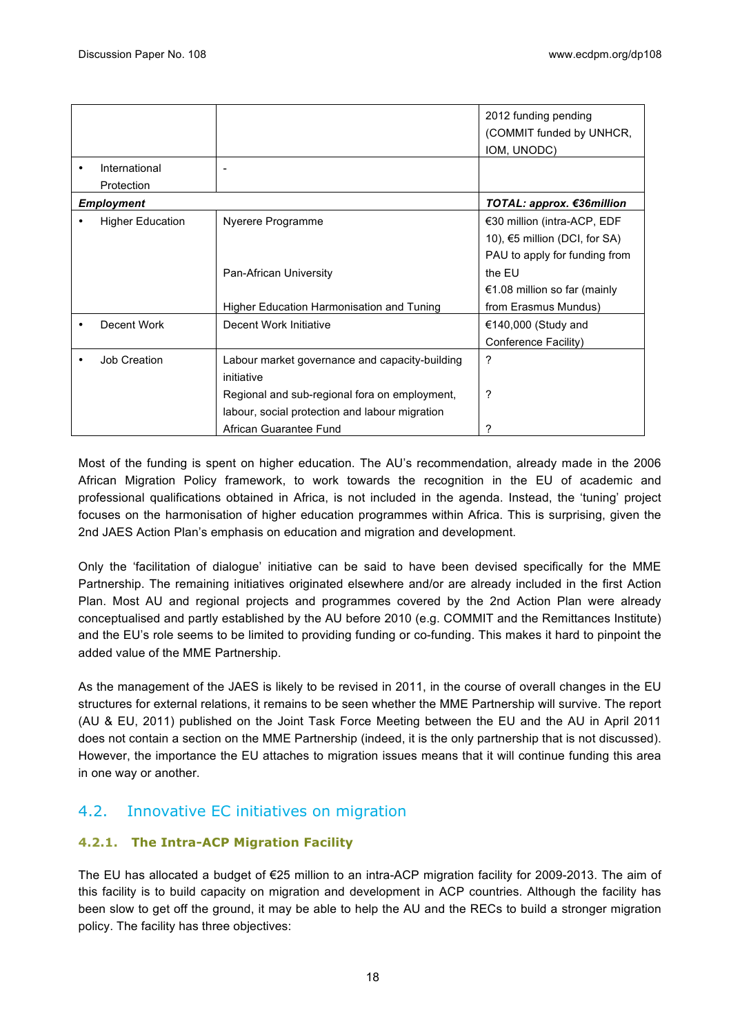| | | |
|---|---|---|
| | | 2012 funding pending (COMMIT funded by UNHCR, IOM, UNODC) |
| • International Protection | - | |
| ***Employment*** | | ***TOTAL: approx. €36million*** |
| • Higher Education | Nyerere Programme<br><br>Pan-African University<br><br>Higher Education Harmonisation and Tuning | €30 million (intra-ACP, EDF 10), €5 million (DCI, for SA)<br>PAU to apply for funding from the EU<br>€1.08 million so far (mainly from Erasmus Mundus) |
| • Decent Work | Decent Work Initiative | €140,000 (Study and Conference Facility) |
| • Job Creation | Labour market governance and capacity-building initiative<br>Regional and sub-regional fora on employment, labour, social protection and labour migration<br>African Guarantee Fund | ?<br><br>?<br><br>? |

Most of the funding is spent on higher education. The AU's recommendation, already made in the 2006 African Migration Policy framework, to work towards the recognition in the EU of academic and professional qualifications obtained in Africa, is not included in the agenda. Instead, the 'tuning' project focuses on the harmonisation of higher education programmes within Africa. This is surprising, given the 2nd JAES Action Plan's emphasis on education and migration and development.

Only the 'facilitation of dialogue' initiative can be said to have been devised specifically for the MME Partnership. The remaining initiatives originated elsewhere and/or are already included in the first Action Plan. Most AU and regional projects and programmes covered by the 2nd Action Plan were already conceptualised and partly established by the AU before 2010 (e.g. COMMIT and the Remittances Institute) and the EU's role seems to be limited to providing funding or co-funding. This makes it hard to pinpoint the added value of the MME Partnership.

As the management of the JAES is likely to be revised in 2011, in the course of overall changes in the EU structures for external relations, it remains to be seen whether the MME Partnership will survive. The report (AU & EU, 2011) published on the Joint Task Force Meeting between the EU and the AU in April 2011 does not contain a section on the MME Partnership (indeed, it is the only partnership that is not discussed). However, the importance the EU attaches to migration issues means that it will continue funding this area in one way or another.

## 4.2. Innovative EC initiatives on migration

### 4.2.1. The Intra-ACP Migration Facility

The EU has allocated a budget of €25 million to an intra-ACP migration facility for 2009-2013. The aim of this facility is to build capacity on migration and development in ACP countries. Although the facility has been slow to get off the ground, it may be able to help the AU and the RECs to build a stronger migration policy. The facility has three objectives: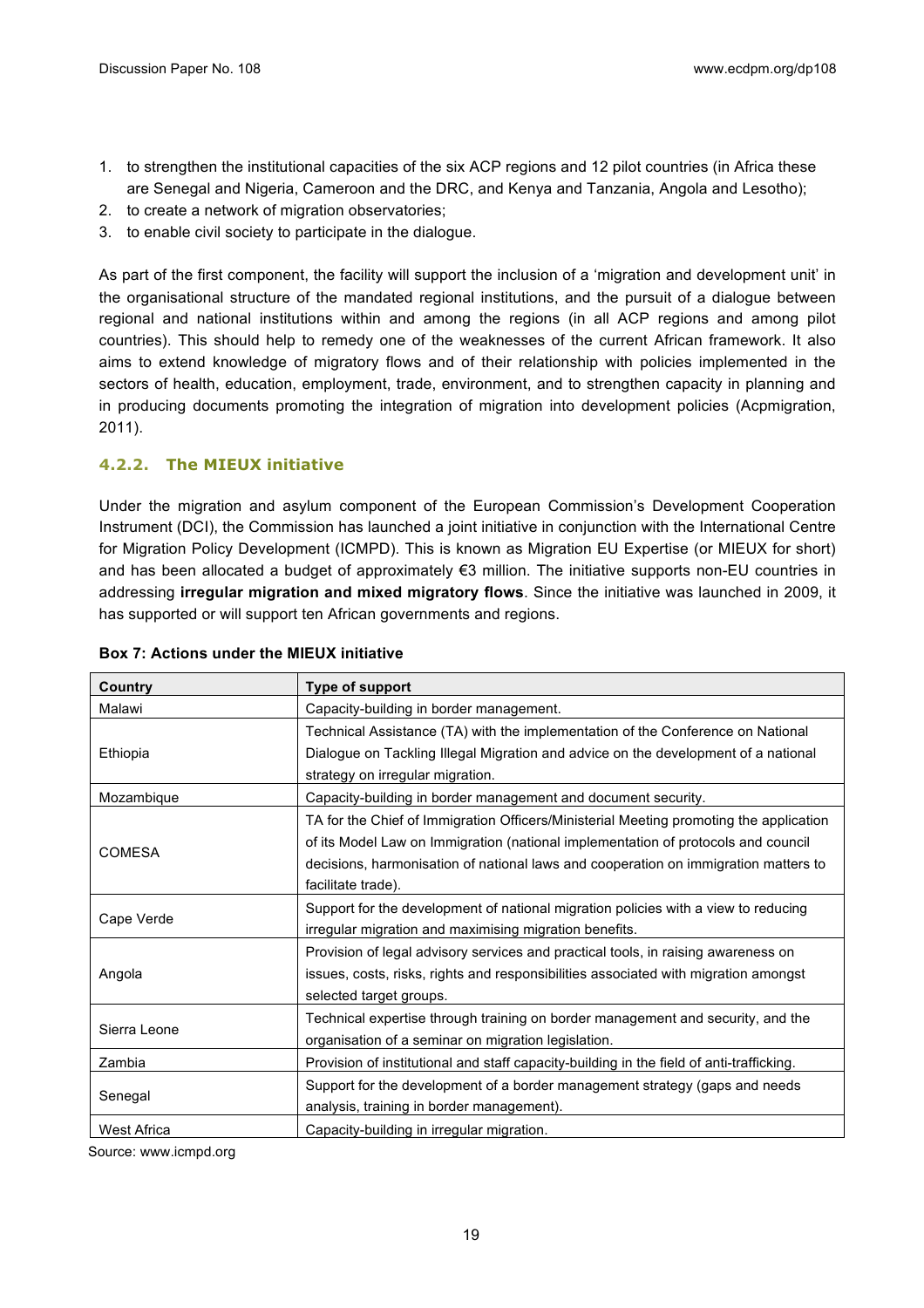1. to strengthen the institutional capacities of the six ACP regions and 12 pilot countries (in Africa these are Senegal and Nigeria, Cameroon and the DRC, and Kenya and Tanzania, Angola and Lesotho);
2. to create a network of migration observatories;
3. to enable civil society to participate in the dialogue.

As part of the first component, the facility will support the inclusion of a 'migration and development unit' in the organisational structure of the mandated regional institutions, and the pursuit of a dialogue between regional and national institutions within and among the regions (in all ACP regions and among pilot countries). This should help to remedy one of the weaknesses of the current African framework. It also aims to extend knowledge of migratory flows and of their relationship with policies implemented in the sectors of health, education, employment, trade, environment, and to strengthen capacity in planning and in producing documents promoting the integration of migration into development policies (Acpmigration, 2011).

### 4.2.2. The MIEUX initiative

Under the migration and asylum component of the European Commission's Development Cooperation Instrument (DCI), the Commission has launched a joint initiative in conjunction with the International Centre for Migration Policy Development (ICMPD). This is known as Migration EU Expertise (or MIEUX for short) and has been allocated a budget of approximately €3 million. The initiative supports non-EU countries in addressing **irregular migration and mixed migratory flows**. Since the initiative was launched in 2009, it has supported or will support ten African governments and regions.

**Box 7: Actions under the MIEUX initiative**

| Country | Type of support |
|---|---|
| Malawi | Capacity-building in border management. |
| Ethiopia | Technical Assistance (TA) with the implementation of the Conference on National Dialogue on Tackling Illegal Migration and advice on the development of a national strategy on irregular migration. |
| Mozambique | Capacity-building in border management and document security. |
| COMESA | TA for the Chief of Immigration Officers/Ministerial Meeting promoting the application of its Model Law on Immigration (national implementation of protocols and council decisions, harmonisation of national laws and cooperation on immigration matters to facilitate trade). |
| Cape Verde | Support for the development of national migration policies with a view to reducing irregular migration and maximising migration benefits. |
| Angola | Provision of legal advisory services and practical tools, in raising awareness on issues, costs, risks, rights and responsibilities associated with migration amongst selected target groups. |
| Sierra Leone | Technical expertise through training on border management and security, and the organisation of a seminar on migration legislation. |
| Zambia | Provision of institutional and staff capacity-building in the field of anti-trafficking. |
| Senegal | Support for the development of a border management strategy (gaps and needs analysis, training in border management). |
| West Africa | Capacity-building in irregular migration. |

Source: www.icmpd.org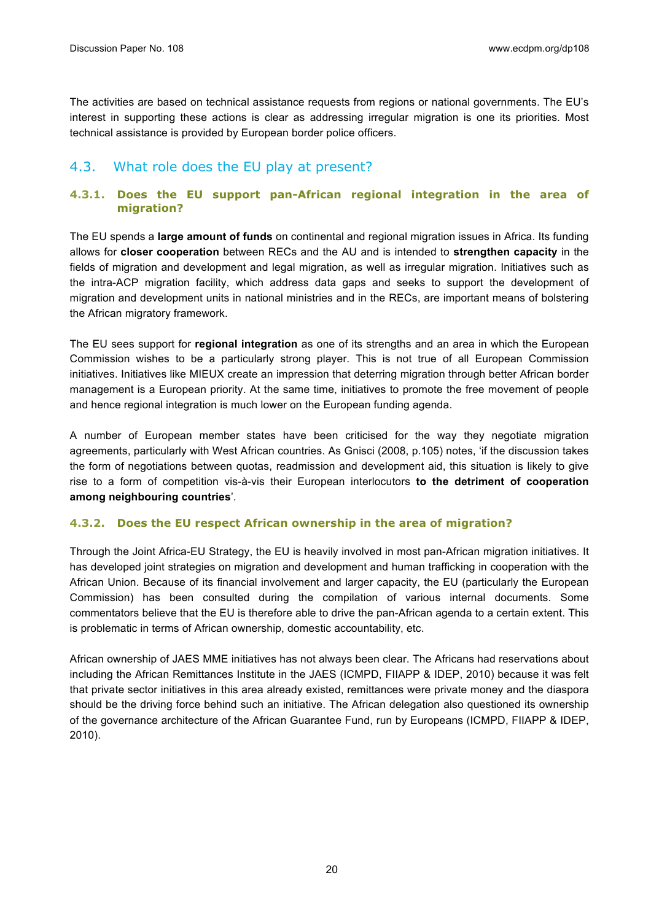The activities are based on technical assistance requests from regions or national governments. The EU's interest in supporting these actions is clear as addressing irregular migration is one its priorities. Most technical assistance is provided by European border police officers.

## 4.3. What role does the EU play at present?

### 4.3.1. Does the EU support pan-African regional integration in the area of migration?

The EU spends a **large amount of funds** on continental and regional migration issues in Africa. Its funding allows for **closer cooperation** between RECs and the AU and is intended to **strengthen capacity** in the fields of migration and development and legal migration, as well as irregular migration. Initiatives such as the intra-ACP migration facility, which address data gaps and seeks to support the development of migration and development units in national ministries and in the RECs, are important means of bolstering the African migratory framework.

The EU sees support for **regional integration** as one of its strengths and an area in which the European Commission wishes to be a particularly strong player. This is not true of all European Commission initiatives. Initiatives like MIEUX create an impression that deterring migration through better African border management is a European priority. At the same time, initiatives to promote the free movement of people and hence regional integration is much lower on the European funding agenda.

A number of European member states have been criticised for the way they negotiate migration agreements, particularly with West African countries. As Gnisci (2008, p.105) notes, 'if the discussion takes the form of negotiations between quotas, readmission and development aid, this situation is likely to give rise to a form of competition vis-à-vis their European interlocutors **to the detriment of cooperation among neighbouring countries**'.

### 4.3.2. Does the EU respect African ownership in the area of migration?

Through the Joint Africa-EU Strategy, the EU is heavily involved in most pan-African migration initiatives. It has developed joint strategies on migration and development and human trafficking in cooperation with the African Union. Because of its financial involvement and larger capacity, the EU (particularly the European Commission) has been consulted during the compilation of various internal documents. Some commentators believe that the EU is therefore able to drive the pan-African agenda to a certain extent. This is problematic in terms of African ownership, domestic accountability, etc.

African ownership of JAES MME initiatives has not always been clear. The Africans had reservations about including the African Remittances Institute in the JAES (ICMPD, FIIAPP & IDEP, 2010) because it was felt that private sector initiatives in this area already existed, remittances were private money and the diaspora should be the driving force behind such an initiative. The African delegation also questioned its ownership of the governance architecture of the African Guarantee Fund, run by Europeans (ICMPD, FIIAPP & IDEP, 2010).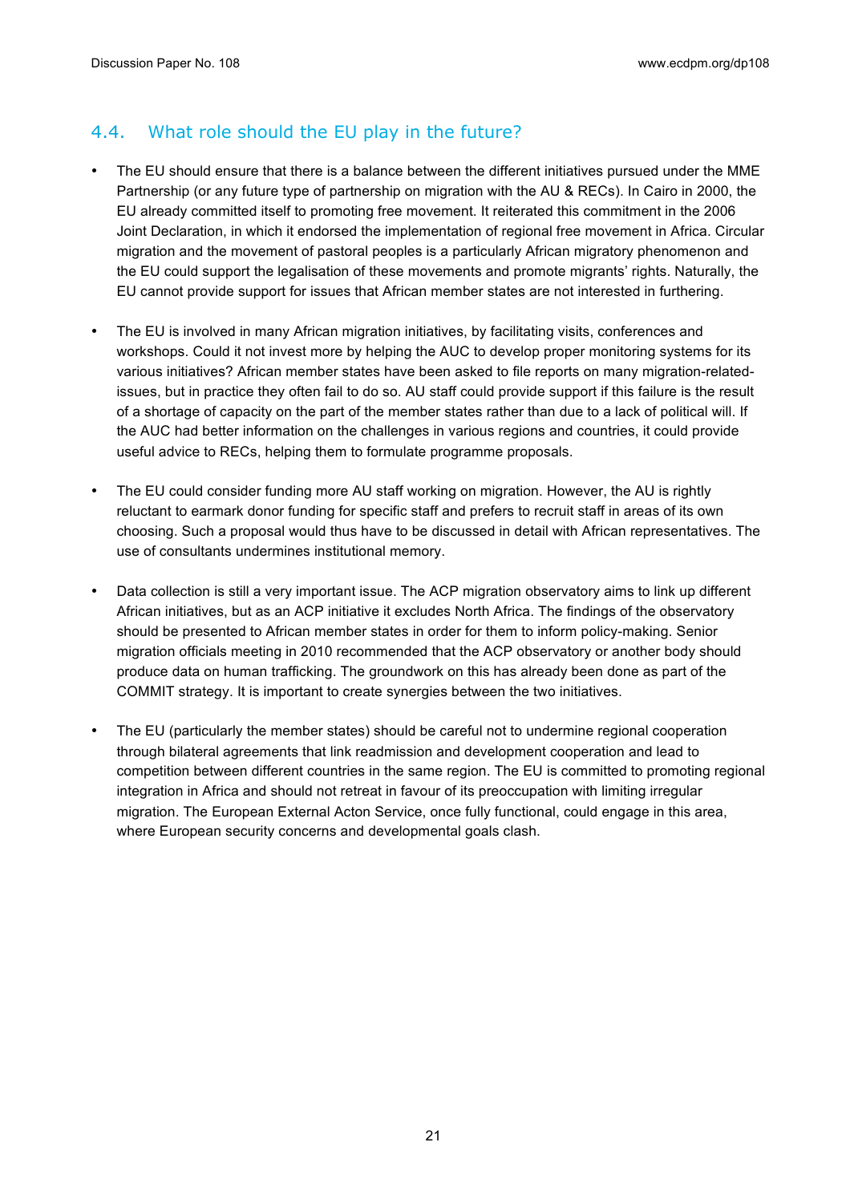## 4.4. What role should the EU play in the future?

- The EU should ensure that there is a balance between the different initiatives pursued under the MME Partnership (or any future type of partnership on migration with the AU & RECs). In Cairo in 2000, the EU already committed itself to promoting free movement. It reiterated this commitment in the 2006 Joint Declaration, in which it endorsed the implementation of regional free movement in Africa. Circular migration and the movement of pastoral peoples is a particularly African migratory phenomenon and the EU could support the legalisation of these movements and promote migrants' rights. Naturally, the EU cannot provide support for issues that African member states are not interested in furthering.

- The EU is involved in many African migration initiatives, by facilitating visits, conferences and workshops. Could it not invest more by helping the AUC to develop proper monitoring systems for its various initiatives? African member states have been asked to file reports on many migration-related-issues, but in practice they often fail to do so. AU staff could provide support if this failure is the result of a shortage of capacity on the part of the member states rather than due to a lack of political will. If the AUC had better information on the challenges in various regions and countries, it could provide useful advice to RECs, helping them to formulate programme proposals.

- The EU could consider funding more AU staff working on migration. However, the AU is rightly reluctant to earmark donor funding for specific staff and prefers to recruit staff in areas of its own choosing. Such a proposal would thus have to be discussed in detail with African representatives. The use of consultants undermines institutional memory.

- Data collection is still a very important issue. The ACP migration observatory aims to link up different African initiatives, but as an ACP initiative it excludes North Africa. The findings of the observatory should be presented to African member states in order for them to inform policy-making. Senior migration officials meeting in 2010 recommended that the ACP observatory or another body should produce data on human trafficking. The groundwork on this has already been done as part of the COMMIT strategy. It is important to create synergies between the two initiatives.

- The EU (particularly the member states) should be careful not to undermine regional cooperation through bilateral agreements that link readmission and development cooperation and lead to competition between different countries in the same region. The EU is committed to promoting regional integration in Africa and should not retreat in favour of its preoccupation with limiting irregular migration. The European External Acton Service, once fully functional, could engage in this area, where European security concerns and developmental goals clash.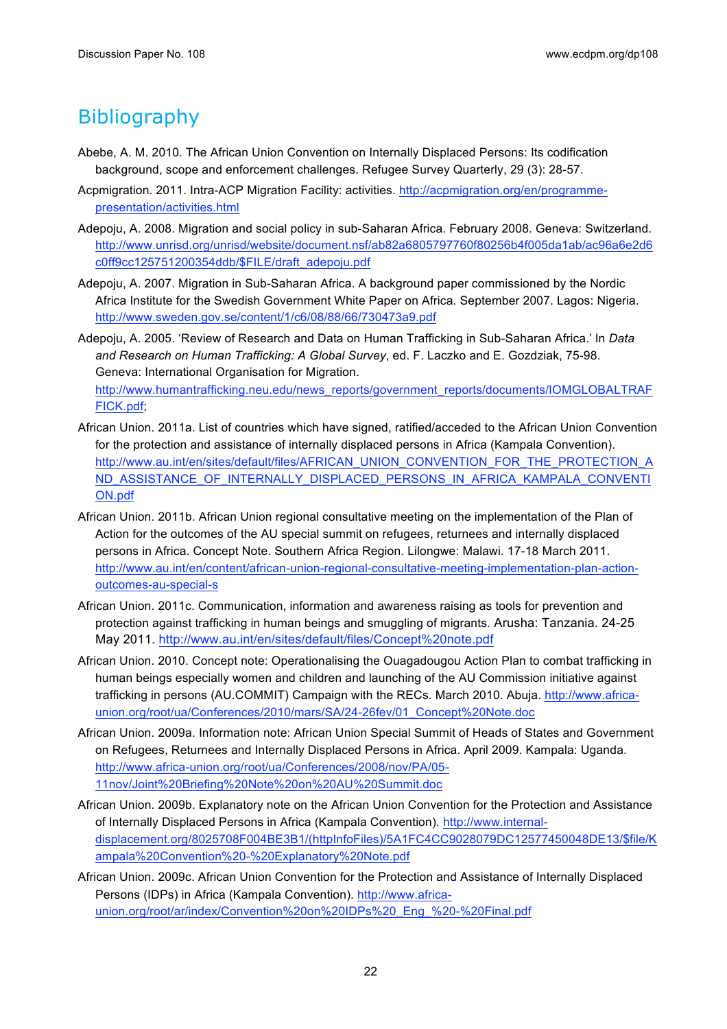# Bibliography

Abebe, A. M. 2010. The African Union Convention on Internally Displaced Persons: Its codification background, scope and enforcement challenges. Refugee Survey Quarterly, 29 (3): 28-57.

Acpmigration. 2011. Intra-ACP Migration Facility: activities. http://acpmigration.org/en/programme-presentation/activities.html

Adepoju, A. 2008. Migration and social policy in sub-Saharan Africa. February 2008. Geneva: Switzerland. http://www.unrisd.org/unrisd/website/document.nsf/ab82a6805797760f80256b4f005da1ab/ac96a6e2d6c0ff9cc125751200354ddb/$FILE/draft_adepoju.pdf

Adepoju, A. 2007. Migration in Sub-Saharan Africa. A background paper commissioned by the Nordic Africa Institute for the Swedish Government White Paper on Africa. September 2007. Lagos: Nigeria. http://www.sweden.gov.se/content/1/c6/08/88/66/730473a9.pdf

Adepoju, A. 2005. 'Review of Research and Data on Human Trafficking in Sub-Saharan Africa.' In *Data and Research on Human Trafficking: A Global Survey*, ed. F. Laczko and E. Gozdziak, 75-98. Geneva: International Organisation for Migration. http://www.humantrafficking.neu.edu/news_reports/government_reports/documents/IOMGLOBALTRAFFICK.pdf;

African Union. 2011a. List of countries which have signed, ratified/acceded to the African Union Convention for the protection and assistance of internally displaced persons in Africa (Kampala Convention). http://www.au.int/en/sites/default/files/AFRICAN_UNION_CONVENTION_FOR_THE_PROTECTION_AND_ASSISTANCE_OF_INTERNALLY_DISPLACED_PERSONS_IN_AFRICA_KAMPALA_CONVENTION.pdf

African Union. 2011b. African Union regional consultative meeting on the implementation of the Plan of Action for the outcomes of the AU special summit on refugees, returnees and internally displaced persons in Africa. Concept Note. Southern Africa Region. Lilongwe: Malawi. 17-18 March 2011. http://www.au.int/en/content/african-union-regional-consultative-meeting-implementation-plan-action-outcomes-au-special-s

African Union. 2011c. Communication, information and awareness raising as tools for prevention and protection against trafficking in human beings and smuggling of migrants. Arusha: Tanzania. 24-25 May 2011. http://www.au.int/en/sites/default/files/Concept%20note.pdf

African Union. 2010. Concept note: Operationalising the Ouagadougou Action Plan to combat trafficking in human beings especially women and children and launching of the AU Commission initiative against trafficking in persons (AU.COMMIT) Campaign with the RECs. March 2010. Abuja. http://www.africa-union.org/root/ua/Conferences/2010/mars/SA/24-26fev/01_Concept%20Note.doc

African Union. 2009a. Information note: African Union Special Summit of Heads of States and Government on Refugees, Returnees and Internally Displaced Persons in Africa. April 2009. Kampala: Uganda. http://www.africa-union.org/root/ua/Conferences/2008/nov/PA/05-11nov/Joint%20Briefing%20Note%20on%20AU%20Summit.doc

African Union. 2009b. Explanatory note on the African Union Convention for the Protection and Assistance of Internally Displaced Persons in Africa (Kampala Convention). http://www.internal-displacement.org/8025708F004BE3B1/(httpInfoFiles)/5A1FC4CC9028079DC12577450048DE13/$file/Kampala%20Convention%20-%20Explanatory%20Note.pdf

African Union. 2009c. African Union Convention for the Protection and Assistance of Internally Displaced Persons (IDPs) in Africa (Kampala Convention). http://www.africa-union.org/root/ar/index/Convention%20on%20IDPs%20_Eng_%20-%20Final.pdf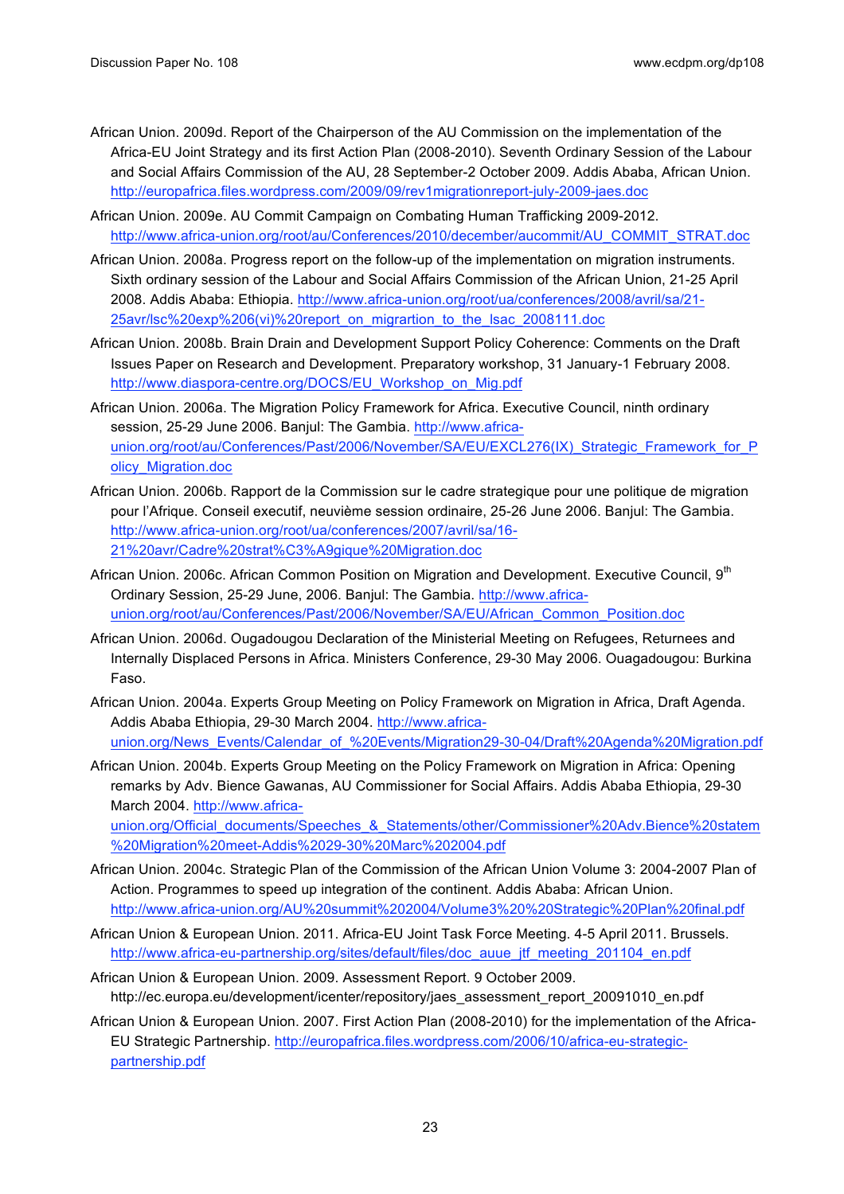African Union. 2009d. Report of the Chairperson of the AU Commission on the implementation of the Africa-EU Joint Strategy and its first Action Plan (2008-2010). Seventh Ordinary Session of the Labour and Social Affairs Commission of the AU, 28 September-2 October 2009. Addis Ababa, African Union. http://europafrica.files.wordpress.com/2009/09/rev1migrationreport-july-2009-jaes.doc

African Union. 2009e. AU Commit Campaign on Combating Human Trafficking 2009-2012. http://www.africa-union.org/root/au/Conferences/2010/december/aucommit/AU_COMMIT_STRAT.doc

African Union. 2008a. Progress report on the follow-up of the implementation on migration instruments. Sixth ordinary session of the Labour and Social Affairs Commission of the African Union, 21-25 April 2008. Addis Ababa: Ethiopia. http://www.africa-union.org/root/ua/conferences/2008/avril/sa/21-25avr/lsc%20exp%206(vi)%20report_on_migrartion_to_the_lsac_2008111.doc

African Union. 2008b. Brain Drain and Development Support Policy Coherence: Comments on the Draft Issues Paper on Research and Development. Preparatory workshop, 31 January-1 February 2008. http://www.diaspora-centre.org/DOCS/EU_Workshop_on_Mig.pdf

African Union. 2006a. The Migration Policy Framework for Africa. Executive Council, ninth ordinary session, 25-29 June 2006. Banjul: The Gambia. http://www.africa-union.org/root/au/Conferences/Past/2006/November/SA/EU/EXCL276(IX)_Strategic_Framework_for_Policy_Migration.doc

African Union. 2006b. Rapport de la Commission sur le cadre strategique pour une politique de migration pour l'Afrique. Conseil executif, neuvième session ordinaire, 25-26 June 2006. Banjul: The Gambia. http://www.africa-union.org/root/ua/conferences/2007/avril/sa/16-21%20avr/Cadre%20strat%C3%A9gique%20Migration.doc

African Union. 2006c. African Common Position on Migration and Development. Executive Council, 9th Ordinary Session, 25-29 June, 2006. Banjul: The Gambia. http://www.africa-union.org/root/au/Conferences/Past/2006/November/SA/EU/African_Common_Position.doc

African Union. 2006d. Ougadougou Declaration of the Ministerial Meeting on Refugees, Returnees and Internally Displaced Persons in Africa. Ministers Conference, 29-30 May 2006. Ouagadougou: Burkina Faso.

African Union. 2004a. Experts Group Meeting on Policy Framework on Migration in Africa, Draft Agenda. Addis Ababa Ethiopia, 29-30 March 2004. http://www.africa-union.org/News_Events/Calendar_of_%20Events/Migration29-30-04/Draft%20Agenda%20Migration.pdf

African Union. 2004b. Experts Group Meeting on the Policy Framework on Migration in Africa: Opening remarks by Adv. Bience Gawanas, AU Commissioner for Social Affairs. Addis Ababa Ethiopia, 29-30 March 2004. http://www.africa-union.org/Official_documents/Speeches_&_Statements/other/Commissioner%20Adv.Bience%20statem%20Migration%20meet-Addis%2029-30%20Marc%202004.pdf

African Union. 2004c. Strategic Plan of the Commission of the African Union Volume 3: 2004-2007 Plan of Action. Programmes to speed up integration of the continent. Addis Ababa: African Union. http://www.africa-union.org/AU%20summit%202004/Volume3%20%20Strategic%20Plan%20final.pdf

African Union & European Union. 2011. Africa-EU Joint Task Force Meeting. 4-5 April 2011. Brussels. http://www.africa-eu-partnership.org/sites/default/files/doc_auue_jtf_meeting_201104_en.pdf

African Union & European Union. 2009. Assessment Report. 9 October 2009. http://ec.europa.eu/development/icenter/repository/jaes_assessment_report_20091010_en.pdf

African Union & European Union. 2007. First Action Plan (2008-2010) for the implementation of the Africa-EU Strategic Partnership. http://europafrica.files.wordpress.com/2006/10/africa-eu-strategic-partnership.pdf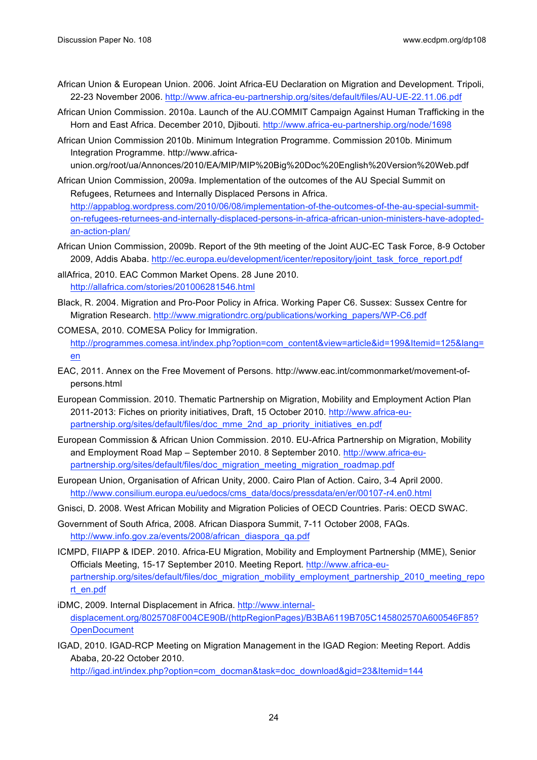African Union & European Union. 2006. Joint Africa-EU Declaration on Migration and Development. Tripoli, 22-23 November 2006. http://www.africa-eu-partnership.org/sites/default/files/AU-UE-22.11.06.pdf

African Union Commission. 2010a. Launch of the AU.COMMIT Campaign Against Human Trafficking in the Horn and East Africa. December 2010, Djibouti. http://www.africa-eu-partnership.org/node/1698

African Union Commission 2010b. Minimum Integration Programme. Commission 2010b. Minimum Integration Programme. http://www.africa-union.org/root/ua/Annonces/2010/EA/MIP/MIP%20Big%20Doc%20English%20Version%20Web.pdf

African Union Commission, 2009a. Implementation of the outcomes of the AU Special Summit on Refugees, Returnees and Internally Displaced Persons in Africa. http://appablog.wordpress.com/2010/06/08/implementation-of-the-outcomes-of-the-au-special-summit-on-refugees-returnees-and-internally-displaced-persons-in-africa-african-union-ministers-have-adopted-an-action-plan/

African Union Commission, 2009b. Report of the 9th meeting of the Joint AUC-EC Task Force, 8-9 October 2009, Addis Ababa. http://ec.europa.eu/development/icenter/repository/joint_task_force_report.pdf

allAfrica, 2010. EAC Common Market Opens. 28 June 2010. http://allafrica.com/stories/201006281546.html

Black, R. 2004. Migration and Pro-Poor Policy in Africa. Working Paper C6. Sussex: Sussex Centre for Migration Research. http://www.migrationdrc.org/publications/working_papers/WP-C6.pdf

COMESA, 2010. COMESA Policy for Immigration. http://programmes.comesa.int/index.php?option=com_content&view=article&id=199&Itemid=125&lang=en

EAC, 2011. Annex on the Free Movement of Persons. http://www.eac.int/commonmarket/movement-of-persons.html

European Commission. 2010. Thematic Partnership on Migration, Mobility and Employment Action Plan 2011-2013: Fiches on priority initiatives, Draft, 15 October 2010. http://www.africa-eu-partnership.org/sites/default/files/doc_mme_2nd_ap_priority_initiatives_en.pdf

European Commission & African Union Commission. 2010. EU-Africa Partnership on Migration, Mobility and Employment Road Map – September 2010. 8 September 2010. http://www.africa-eu-partnership.org/sites/default/files/doc_migration_meeting_migration_roadmap.pdf

European Union, Organisation of African Unity, 2000. Cairo Plan of Action. Cairo, 3-4 April 2000. http://www.consilium.europa.eu/uedocs/cms_data/docs/pressdata/en/er/00107-r4.en0.html

Gnisci, D. 2008. West African Mobility and Migration Policies of OECD Countries. Paris: OECD SWAC.

Government of South Africa, 2008. African Diaspora Summit, 7-11 October 2008, FAQs. http://www.info.gov.za/events/2008/african_diaspora_qa.pdf

ICMPD, FIIAPP & IDEP. 2010. Africa-EU Migration, Mobility and Employment Partnership (MME), Senior Officials Meeting, 15-17 September 2010. Meeting Report. http://www.africa-eu-partnership.org/sites/default/files/doc_migration_mobility_employment_partnership_2010_meeting_report_en.pdf

iDMC, 2009. Internal Displacement in Africa. http://www.internal-displacement.org/8025708F004CE90B/(httpRegionPages)/B3BA6119B705C145802570A600546F85?OpenDocument

IGAD, 2010. IGAD-RCP Meeting on Migration Management in the IGAD Region: Meeting Report. Addis Ababa, 20-22 October 2010. http://igad.int/index.php?option=com_docman&task=doc_download&gid=23&Itemid=144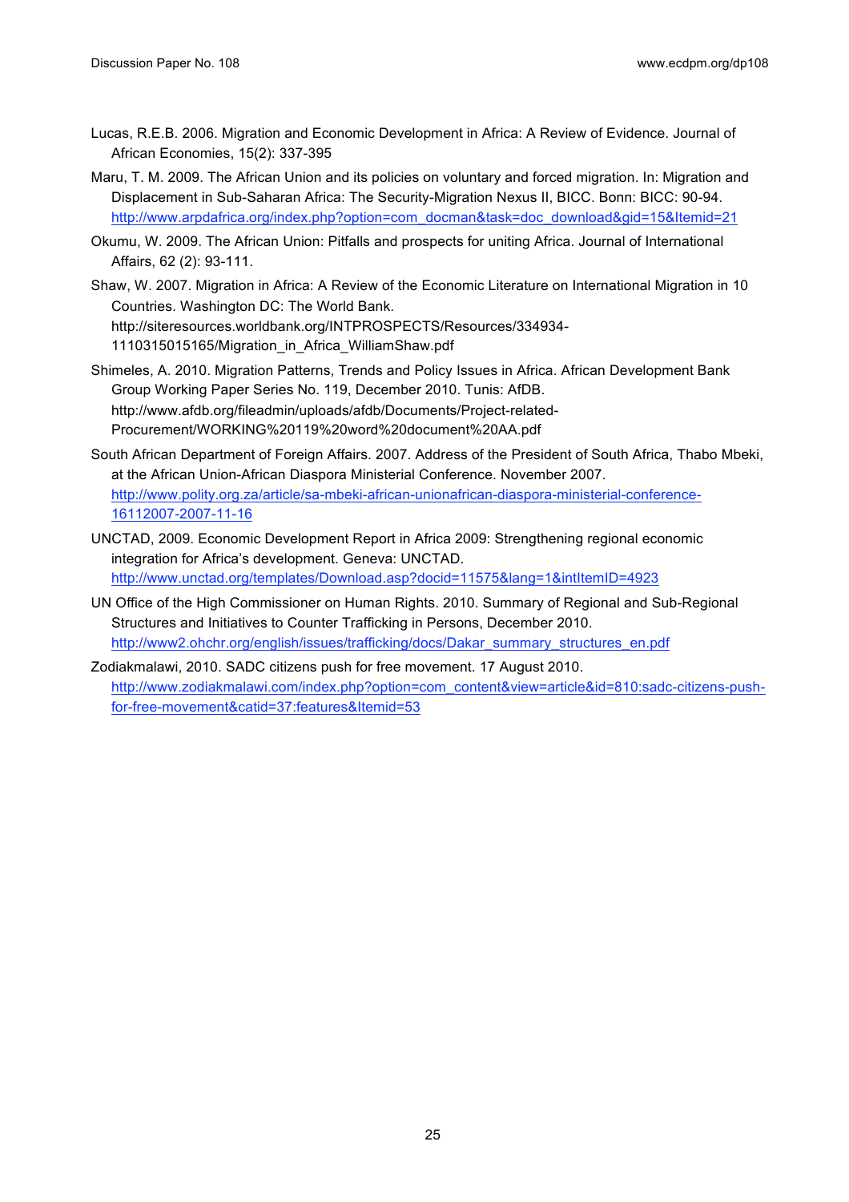Lucas, R.E.B. 2006. Migration and Economic Development in Africa: A Review of Evidence. Journal of African Economies, 15(2): 337-395

Maru, T. M. 2009. The African Union and its policies on voluntary and forced migration. In: Migration and Displacement in Sub-Saharan Africa: The Security-Migration Nexus II, BICC. Bonn: BICC: 90-94. http://www.arpdafrica.org/index.php?option=com_docman&task=doc_download&gid=15&Itemid=21

Okumu, W. 2009. The African Union: Pitfalls and prospects for uniting Africa. Journal of International Affairs, 62 (2): 93-111.

Shaw, W. 2007. Migration in Africa: A Review of the Economic Literature on International Migration in 10 Countries. Washington DC: The World Bank. http://siteresources.worldbank.org/INTPROSPECTS/Resources/334934-1110315015165/Migration_in_Africa_WilliamShaw.pdf

Shimeles, A. 2010. Migration Patterns, Trends and Policy Issues in Africa. African Development Bank Group Working Paper Series No. 119, December 2010. Tunis: AfDB. http://www.afdb.org/fileadmin/uploads/afdb/Documents/Project-related-Procurement/WORKING%20119%20word%20document%20AA.pdf

South African Department of Foreign Affairs. 2007. Address of the President of South Africa, Thabo Mbeki, at the African Union-African Diaspora Ministerial Conference. November 2007. http://www.polity.org.za/article/sa-mbeki-african-unionafrican-diaspora-ministerial-conference-16112007-2007-11-16

UNCTAD, 2009. Economic Development Report in Africa 2009: Strengthening regional economic integration for Africa's development. Geneva: UNCTAD. http://www.unctad.org/templates/Download.asp?docid=11575&lang=1&intItemID=4923

UN Office of the High Commissioner on Human Rights. 2010. Summary of Regional and Sub-Regional Structures and Initiatives to Counter Trafficking in Persons, December 2010. http://www2.ohchr.org/english/issues/trafficking/docs/Dakar_summary_structures_en.pdf

Zodiakmalawi, 2010. SADC citizens push for free movement. 17 August 2010. http://www.zodiakmalawi.com/index.php?option=com_content&view=article&id=810:sadc-citizens-push-for-free-movement&catid=37:features&Itemid=53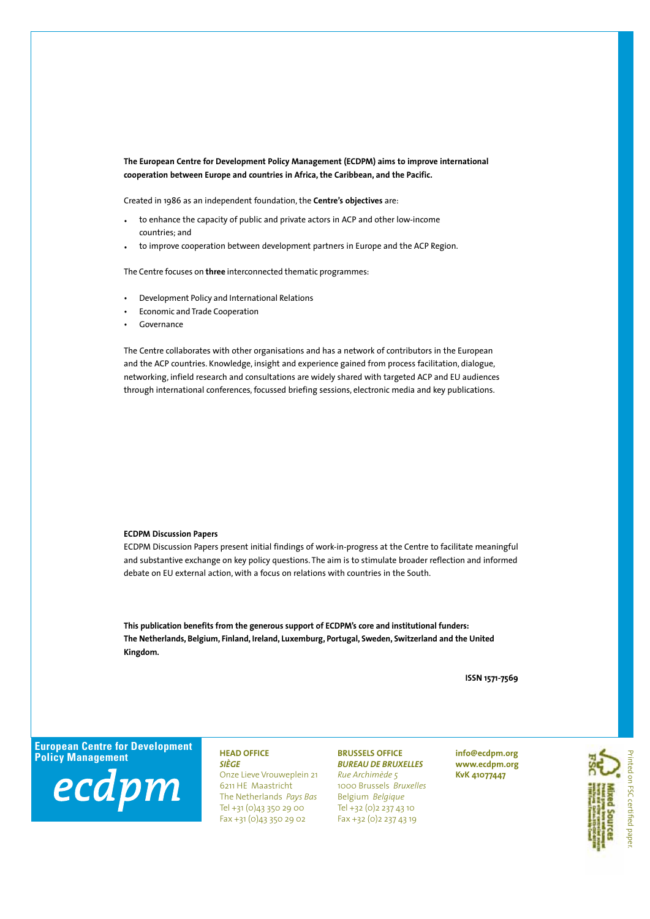**The European Centre for Development Policy Management (ECDPM) aims to improve international cooperation between Europe and countries in Africa, the Caribbean, and the Pacific.**

Created in 1986 as an independent foundation, the **Centre's objectives** are:

- to enhance the capacity of public and private actors in ACP and other low-income countries; and
- to improve cooperation between development partners in Europe and the ACP Region.

The Centre focuses on **three** interconnected thematic programmes:

- Development Policy and International Relations
- Economic and Trade Cooperation
- Governance

The Centre collaborates with other organisations and has a network of contributors in the European and the ACP countries. Knowledge, insight and experience gained from process facilitation, dialogue, networking, infield research and consultations are widely shared with targeted ACP and EU audiences through international conferences, focussed briefing sessions, electronic media and key publications.

**ECDPM Discussion Papers**

ECDPM Discussion Papers present initial findings of work-in-progress at the Centre to facilitate meaningful and substantive exchange on key policy questions. The aim is to stimulate broader reflection and informed debate on EU external action, with a focus on relations with countries in the South.

**This publication benefits from the generous support of ECDPM's core and institutional funders: The Netherlands, Belgium, Finland, Ireland, Luxemburg, Portugal, Sweden, Switzerland and the United Kingdom.**

**ISSN 1571-7569**

**European Centre for Development Policy Management**

*ecdpm*

**HEAD OFFICE**
***SIÈGE***
Onze Lieve Vrouweplein 21
6211 HE Maastricht
The Netherlands *Pays Bas*
Tel +31 (0)43 350 29 00
Fax +31 (0)43 350 29 02

**BRUSSELS OFFICE**
***BUREAU DE BRUXELLES***
*Rue Archimède 5*
1000 Brussels *Bruxelles*
Belgium *Belgique*
Tel +32 (0)2 237 43 10
Fax +32 (0)2 237 43 19

**info@ecdpm.org**
**www.ecdpm.org**
**KvK 41077447**

Printed on FSC certified paper.